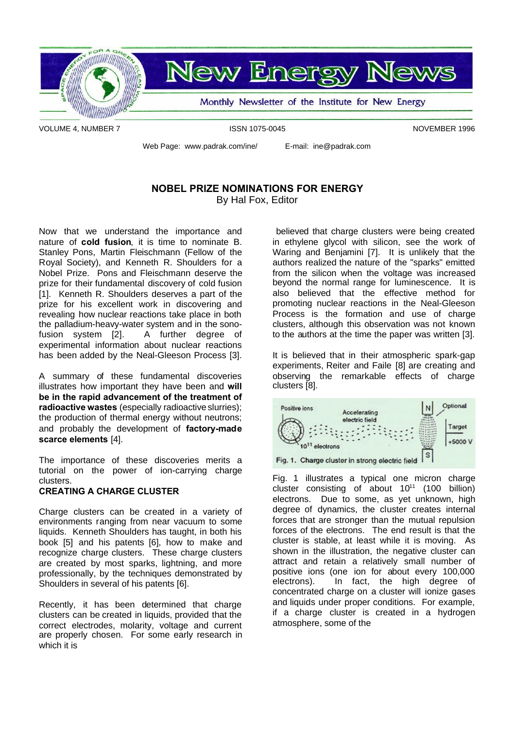# New Energy News

Monthly Newsletter of the Institute for New Energy

VOLUME 4, NUMBER 7 ISSN 1075-0045 NOVEMBER 1996

Web Page: www.padrak.com/ine/ E-mail: ine@padrak.com

## NOBEL PRIZE NOMINATIONS FOR ENERGY

By Hal Fox, Editor

Now that we understand the importance and nature of **cold fusion**, it is time to nominate B. Stanley Pons, Martin Fleischmann (Fellow of the Royal Society), and Kenneth R. Shoulders for a Nobel Prize. Pons and Fleischmann deserve the prize for their fundamental discovery of cold fusion [1]. Kenneth R. Shoulders deserves a part of the prize for his excellent work in discovering and revealing how nuclear reactions take place in both the palladium-heavy-water system and in the sono-fusion system [2]. A further degree of experimental information about nuclear reactions has been added by the Neal-Gleeson Process [3].

A summary of these fundamental discoveries illustrates how important they have been and **will be in the rapid advancement of the treatment of radioactive wastes** (especially radioactive slurries); the production of thermal energy without neutrons; and probably the development of **factory-made scarce elements** [4].

The importance of these discoveries merits a tutorial on the power of ion-carrying charge clusters.

### CREATING A CHARGE CLUSTER

Charge clusters can be created in a variety of environments ranging from near vacuum to some liquids. Kenneth Shoulders has taught, in both his book [5] and his patents [6], how to make and recognize charge clusters. These charge clusters are created by most sparks, lightning, and more professionally, by the techniques demonstrated by Shoulders in several of his patents [6].

Recently, it has been determined that charge clusters can be created in liquids, provided that the correct electrodes, molarity, voltage and current are properly chosen. For some early research in which it is believed that charge clusters were being created in ethylene glycol with silicon, see the work of Waring and Benjamini [7]. It is unlikely that the authors realized the nature of the "sparks" emitted from the silicon when the voltage was increased beyond the normal range for luminescence. It is also believed that the effective method for promoting nuclear reactions in the Neal-Gleeson Process is the formation and use of charge clusters, although this observation was not known to the authors at the time the paper was written [3].

It is believed that in their atmospheric spark-gap experiments, Reiter and Faile [8] are creating and observing the remarkable effects of charge clusters [8].

Fig. 1. Charge cluster in strong electric field

Fig. 1 illustrates a typical one micron charge cluster consisting of about $10^{11}$ (100 billion) electrons. Due to some, as yet unknown, high degree of dynamics, the cluster creates internal forces that are stronger than the mutual repulsion forces of the electrons. The end result is that the cluster is stable, at least while it is moving. As shown in the illustration, the negative cluster can attract and retain a relatively small number of positive ions (one ion for about every 100,000 electrons). In fact, the high degree of concentrated charge on a cluster will ionize gases and liquids under proper conditions. For example, if a charge cluster is created in a hydrogen atmosphere, some of the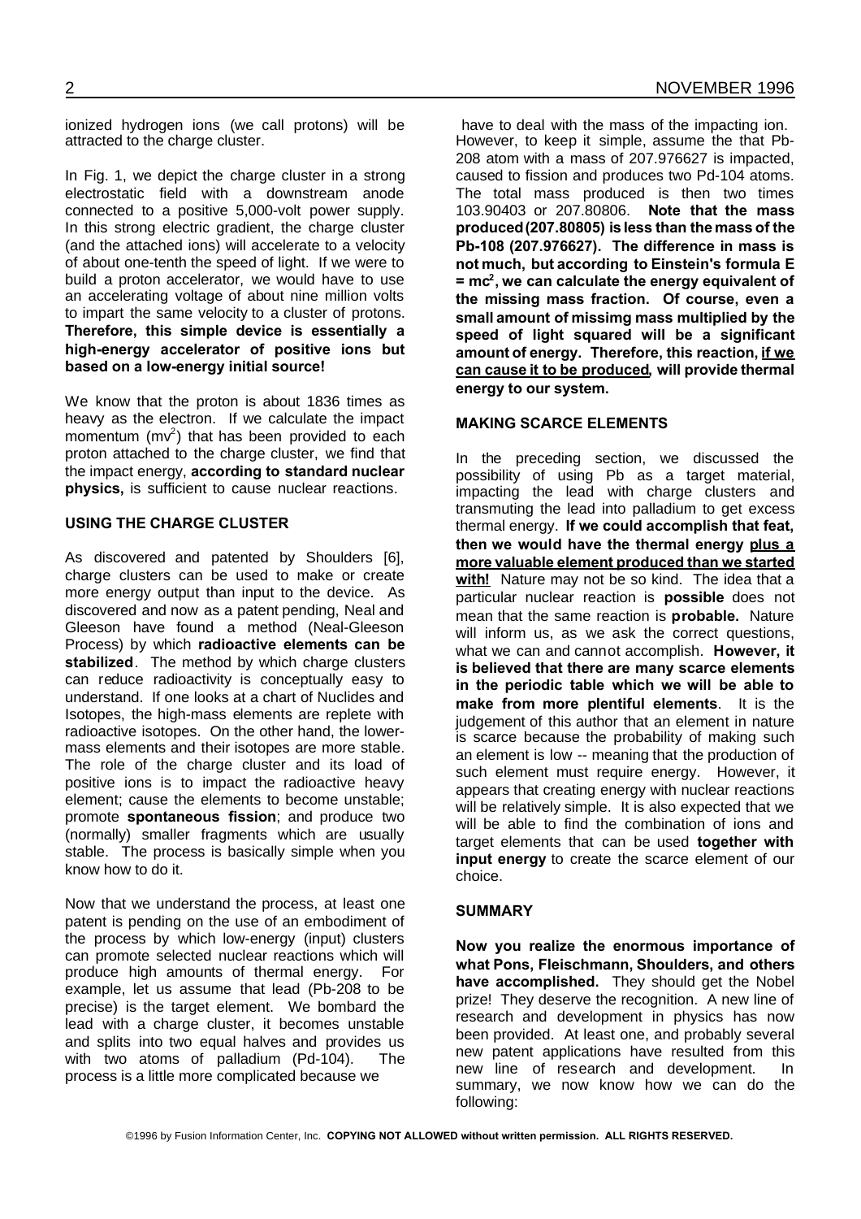ionized hydrogen ions (we call protons) will be attracted to the charge cluster.

In Fig. 1, we depict the charge cluster in a strong electrostatic field with a downstream anode connected to a positive 5,000-volt power supply. In this strong electric gradient, the charge cluster (and the attached ions) will accelerate to a velocity of about one-tenth the speed of light. If we were to build a proton accelerator, we would have to use an accelerating voltage of about nine million volts to impart the same velocity to a cluster of protons. **Therefore, this simple device is essentially a high-energy accelerator of positive ions but based on a low-energy initial source!**

We know that the proton is about 1836 times as heavy as the electron. If we calculate the impact momentum ($mv^2$) that has been provided to each proton attached to the charge cluster, we find that the impact energy, **according to standard nuclear physics,** is sufficient to cause nuclear reactions.

### USING THE CHARGE CLUSTER

As discovered and patented by Shoulders [6], charge clusters can be used to make or create more energy output than input to the device. As discovered and now as a patent pending, Neal and Gleeson have found a method (Neal-Gleeson Process) by which **radioactive elements can be stabilized**. The method by which charge clusters can reduce radioactivity is conceptually easy to understand. If one looks at a chart of Nuclides and Isotopes, the high-mass elements are replete with radioactive isotopes. On the other hand, the lower-mass elements and their isotopes are more stable. The role of the charge cluster and its load of positive ions is to impact the radioactive heavy element; cause the elements to become unstable; promote **spontaneous fission**; and produce two (normally) smaller fragments which are usually stable. The process is basically simple when you know how to do it.

Now that we understand the process, at least one patent is pending on the use of an embodiment of the process by which low-energy (input) clusters can promote selected nuclear reactions which will produce high amounts of thermal energy. For example, let us assume that lead (Pb-208 to be precise) is the target element. We bombard the lead with a charge cluster, it becomes unstable and splits into two equal halves and provides us with two atoms of palladium (Pd-104). The process is a little more complicated because we have to deal with the mass of the impacting ion. However, to keep it simple, assume the that Pb-208 atom with a mass of 207.976627 is impacted, caused to fission and produces two Pd-104 atoms. The total mass produced is then two times 103.90403 or 207.80806. **Note that the mass produced (207.80805) is less than the mass of the Pb-108 (207.976627). The difference in mass is not much, but according to Einstein's formula $E = mc^2$, we can calculate the energy equivalent of the missing mass fraction. Of course, even a small amount of missimg mass multiplied by the speed of light squared will be a significant amount of energy. Therefore, this reaction, <u>if we can cause it to be produced</u>, will provide thermal energy to our system.**

### MAKING SCARCE ELEMENTS

In the preceding section, we discussed the possibility of using Pb as a target material, impacting the lead with charge clusters and transmuting the lead into palladium to get excess thermal energy. **If we could accomplish that feat, then we would have the thermal energy <u>plus a more valuable element produced than we started with!</u>** Nature may not be so kind. The idea that a particular nuclear reaction is **possible** does not mean that the same reaction is **probable.** Nature will inform us, as we ask the correct questions, what we can and cannot accomplish. **However, it is believed that there are many scarce elements in the periodic table which we will be able to make from more plentiful elements**. It is the judgement of this author that an element in nature is scarce because the probability of making such an element is low -- meaning that the production of such element must require energy. However, it appears that creating energy with nuclear reactions will be relatively simple. It is also expected that we will be able to find the combination of ions and target elements that can be used **together with input energy** to create the scarce element of our choice.

### SUMMARY

**Now you realize the enormous importance of what Pons, Fleischmann, Shoulders, and others have accomplished.** They should get the Nobel prize! They deserve the recognition. A new line of research and development in physics has now been provided. At least one, and probably several new patent applications have resulted from this new line of research and development. In summary, we now know how we can do the following:

©1996 by Fusion Information Center, Inc. **COPYING NOT ALLOWED without written permission. ALL RIGHTS RESERVED.**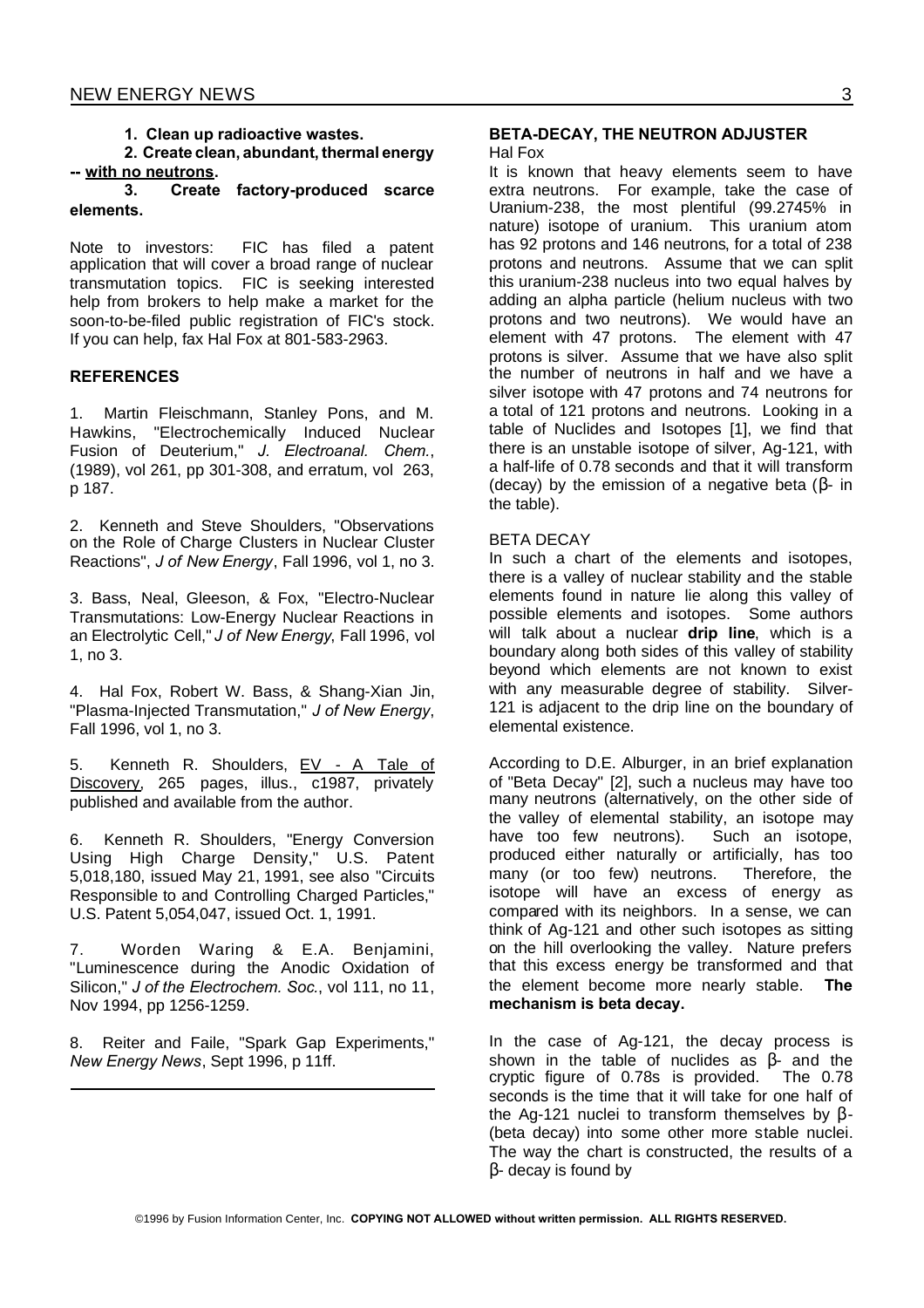**1. Clean up radioactive wastes.**

**2. Create clean, abundant, thermal energy -- <u>with no neutrons</u>.**

**3. Create factory-produced scarce elements.**

Note to investors: FIC has filed a patent application that will cover a broad range of nuclear transmutation topics. FIC is seeking interested help from brokers to help make a market for the soon-to-be-filed public registration of FIC's stock. If you can help, fax Hal Fox at 801-583-2963.

### REFERENCES

1. Martin Fleischmann, Stanley Pons, and M. Hawkins, "Electrochemically Induced Nuclear Fusion of Deuterium," *J. Electroanal. Chem.*, (1989), vol 261, pp 301-308, and erratum, vol 263, p 187.

2. Kenneth and Steve Shoulders, "Observations on the Role of Charge Clusters in Nuclear Cluster Reactions", *J of New Energy*, Fall 1996, vol 1, no 3.

3. Bass, Neal, Gleeson, & Fox, "Electro-Nuclear Transmutations: Low-Energy Nuclear Reactions in an Electrolytic Cell," *J of New Energy*, Fall 1996, vol 1, no 3.

4. Hal Fox, Robert W. Bass, & Shang-Xian Jin, "Plasma-Injected Transmutation," *J of New Energy*, Fall 1996, vol 1, no 3.

5. Kenneth R. Shoulders, <u>EV - A Tale of Discovery</u>, 265 pages, illus., c1987, privately published and available from the author.

6. Kenneth R. Shoulders, "Energy Conversion Using High Charge Density," U.S. Patent 5,018,180, issued May 21, 1991, see also "Circuits Responsible to and Controlling Charged Particles," U.S. Patent 5,054,047, issued Oct. 1, 1991.

7. Worden Waring & E.A. Benjamini, "Luminescence during the Anodic Oxidation of Silicon," *J of the Electrochem. Soc.*, vol 111, no 11, Nov 1994, pp 1256-1259.

8. Reiter and Faile, "Spark Gap Experiments," *New Energy News*, Sept 1996, p 11ff.

---

## BETA-DECAY, THE NEUTRON ADJUSTER

Hal Fox

It is known that heavy elements seem to have extra neutrons. For example, take the case of Uranium-238, the most plentiful (99.2745% in nature) isotope of uranium. This uranium atom has 92 protons and 146 neutrons, for a total of 238 protons and neutrons. Assume that we can split this uranium-238 nucleus into two equal halves by adding an alpha particle (helium nucleus with two protons and two neutrons). We would have an element with 47 protons. The element with 47 protons is silver. Assume that we have also split the number of neutrons in half and we have a silver isotope with 47 protons and 74 neutrons for a total of 121 protons and neutrons. Looking in a table of Nuclides and Isotopes [1], we find that there is an unstable isotope of silver, Ag-121, with a half-life of 0.78 seconds and that it will transform (decay) by the emission of a negative beta ($\beta$- in the table).

### BETA DECAY

In such a chart of the elements and isotopes, there is a valley of nuclear stability and the stable elements found in nature lie along this valley of possible elements and isotopes. Some authors will talk about a nuclear **drip line**, which is a boundary along both sides of this valley of stability beyond which elements are not known to exist with any measurable degree of stability. Silver-121 is adjacent to the drip line on the boundary of elemental existence.

According to D.E. Alburger, in an brief explanation of "Beta Decay" [2], such a nucleus may have too many neutrons (alternatively, on the other side of the valley of elemental stability, an isotope may have too few neutrons). Such an isotope, produced either naturally or artificially, has too many (or too few) neutrons. Therefore, the isotope will have an excess of energy as compared with its neighbors. In a sense, we can think of Ag-121 and other such isotopes as sitting on the hill overlooking the valley. Nature prefers that this excess energy be transformed and that the element become more nearly stable. **The mechanism is beta decay.**

In the case of Ag-121, the decay process is shown in the table of nuclides as $\beta$- and the cryptic figure of 0.78s is provided. The 0.78 seconds is the time that it will take for one half of the Ag-121 nuclei to transform themselves by $\beta$- (beta decay) into some other more stable nuclei. The way the chart is constructed, the results of a $\beta$- decay is found by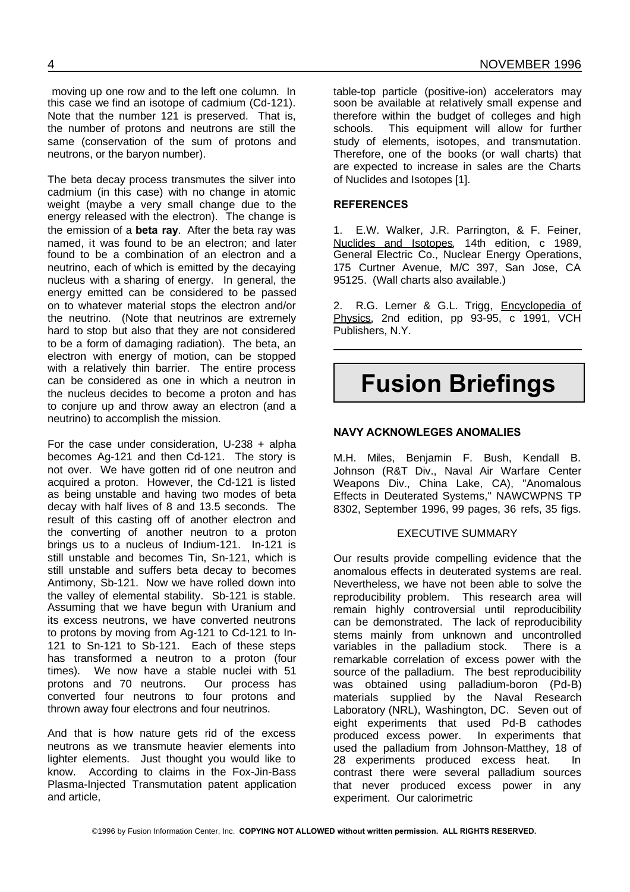moving up one row and to the left one column. In this case we find an isotope of cadmium (Cd-121). Note that the number 121 is preserved. That is, the number of protons and neutrons are still the same (conservation of the sum of protons and neutrons, or the baryon number).

The beta decay process transmutes the silver into cadmium (in this case) with no change in atomic weight (maybe a very small change due to the energy released with the electron). The change is the emission of a **beta ray**. After the beta ray was named, it was found to be an electron; and later found to be a combination of an electron and a neutrino, each of which is emitted by the decaying nucleus with a sharing of energy. In general, the energy emitted can be considered to be passed on to whatever material stops the electron and/or the neutrino. (Note that neutrinos are extremely hard to stop but also that they are not considered to be a form of damaging radiation). The beta, an electron with energy of motion, can be stopped with a relatively thin barrier. The entire process can be considered as one in which a neutron in the nucleus decides to become a proton and has to conjure up and throw away an electron (and a neutrino) to accomplish the mission.

For the case under consideration, U-238 + alpha becomes Ag-121 and then Cd-121. The story is not over. We have gotten rid of one neutron and acquired a proton. However, the Cd-121 is listed as being unstable and having two modes of beta decay with half lives of 8 and 13.5 seconds. The result of this casting off of another electron and the converting of another neutron to a proton brings us to a nucleus of Indium-121. In-121 is still unstable and becomes Tin, Sn-121, which is still unstable and suffers beta decay to becomes Antimony, Sb-121. Now we have rolled down into the valley of elemental stability. Sb-121 is stable. Assuming that we have begun with Uranium and its excess neutrons, we have converted neutrons to protons by moving from Ag-121 to Cd-121 to In-121 to Sn-121 to Sb-121. Each of these steps has transformed a neutron to a proton (four times). We now have a stable nuclei with 51 protons and 70 neutrons. Our process has converted four neutrons to four protons and thrown away four electrons and four neutrinos.

And that is how nature gets rid of the excess neutrons as we transmute heavier elements into lighter elements. Just thought you would like to know. According to claims in the Fox-Jin-Bass Plasma-Injected Transmutation patent application and article, table-top particle (positive-ion) accelerators may soon be available at relatively small expense and therefore within the budget of colleges and high schools. This equipment will allow for further study of elements, isotopes, and transmutation. Therefore, one of the books (or wall charts) that are expected to increase in sales are the Charts of Nuclides and Isotopes [1].

**REFERENCES**

1. E.W. Walker, J.R. Parrington, & F. Feiner, Nuclides and Isotopes, 14th edition, c 1989, General Electric Co., Nuclear Energy Operations, 175 Curtner Avenue, M/C 397, San Jose, CA 95125. (Wall charts also available.)

2. R.G. Lerner & G.L. Trigg, Encyclopedia of Physics, 2nd edition, pp 93-95, c 1991, VCH Publishers, N.Y.

# Fusion Briefings

**NAVY ACKNOWLEGES ANOMALIES**

M.H. Miles, Benjamin F. Bush, Kendall B. Johnson (R&T Div., Naval Air Warfare Center Weapons Div., China Lake, CA), "Anomalous Effects in Deuterated Systems," NAWCWPNS TP 8302, September 1996, 99 pages, 36 refs, 35 figs.

EXECUTIVE SUMMARY

Our results provide compelling evidence that the anomalous effects in deuterated systems are real. Nevertheless, we have not been able to solve the reproducibility problem. This research area will remain highly controversial until reproducibility can be demonstrated. The lack of reproducibility stems mainly from unknown and uncontrolled variables in the palladium stock. There is a remarkable correlation of excess power with the source of the palladium. The best reproducibility was obtained using palladium-boron (Pd-B) materials supplied by the Naval Research Laboratory (NRL), Washington, DC. Seven out of eight experiments that used Pd-B cathodes produced excess power. In experiments that used the palladium from Johnson-Matthey, 18 of 28 experiments produced excess heat. In contrast there were several palladium sources that never produced excess power in any experiment. Our calorimetric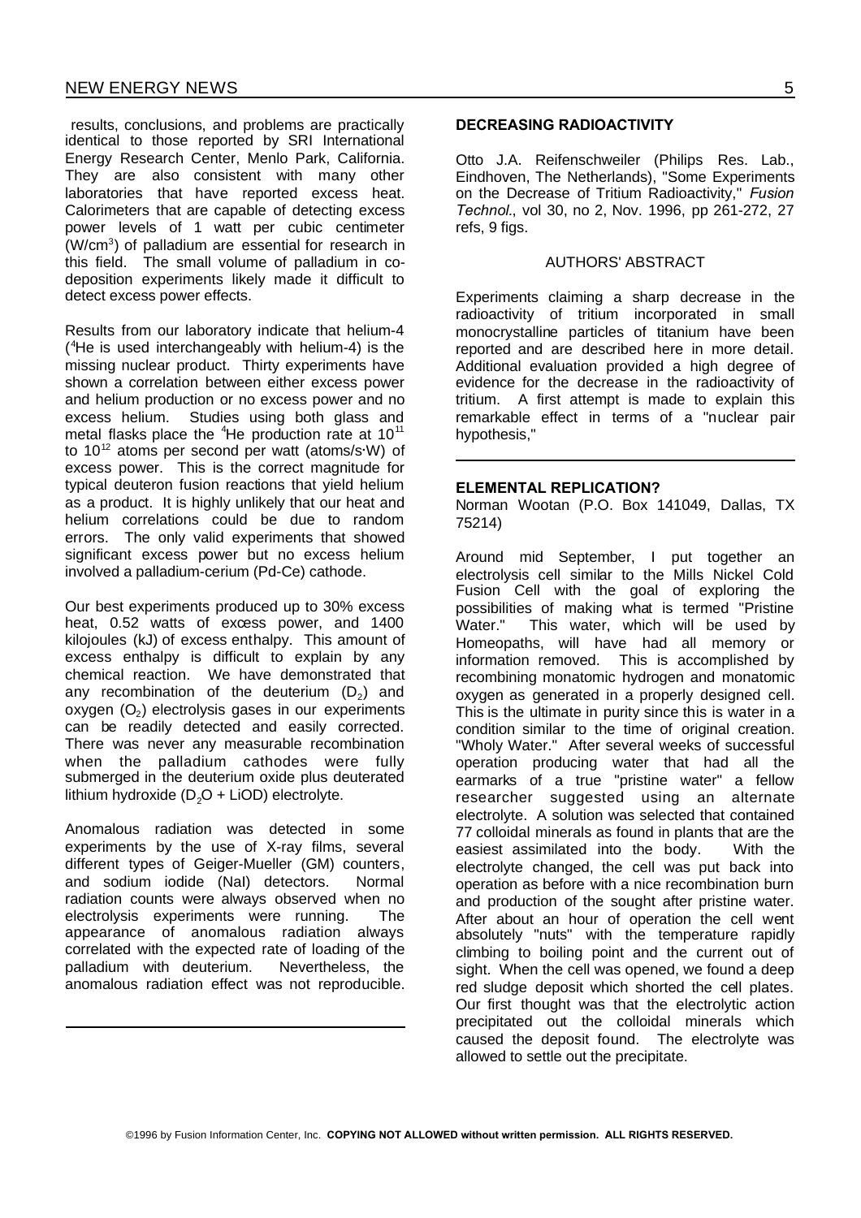results, conclusions, and problems are practically identical to those reported by SRI International Energy Research Center, Menlo Park, California. They are also consistent with many other laboratories that have reported excess heat. Calorimeters that are capable of detecting excess power levels of 1 watt per cubic centimeter ($W/cm^3$) of palladium are essential for research in this field. The small volume of palladium in co-deposition experiments likely made it difficult to detect excess power effects.

Results from our laboratory indicate that helium-4 ($^4$He is used interchangeably with helium-4) is the missing nuclear product. Thirty experiments have shown a correlation between either excess power and helium production or no excess power and no excess helium. Studies using both glass and metal flasks place the $^4$He production rate at $10^{11}$ to $10^{12}$ atoms per second per watt (atoms/s·W) of excess power. This is the correct magnitude for typical deuteron fusion reactions that yield helium as a product. It is highly unlikely that our heat and helium correlations could be due to random errors. The only valid experiments that showed significant excess power but no excess helium involved a palladium-cerium (Pd-Ce) cathode.

Our best experiments produced up to 30% excess heat, 0.52 watts of excess power, and 1400 kilojoules (kJ) of excess enthalpy. This amount of excess enthalpy is difficult to explain by any chemical reaction. We have demonstrated that any recombination of the deuterium ($D_2$) and oxygen ($O_2$) electrolysis gases in our experiments can be readily detected and easily corrected. There was never any measurable recombination when the palladium cathodes were fully submerged in the deuterium oxide plus deuterated lithium hydroxide ($D_2O$ + LiOD) electrolyte.

Anomalous radiation was detected in some experiments by the use of X-ray films, several different types of Geiger-Mueller (GM) counters, and sodium iodide (NaI) detectors. Normal radiation counts were always observed when no electrolysis experiments were running. The appearance of anomalous radiation always correlated with the expected rate of loading of the palladium with deuterium. Nevertheless, the anomalous radiation effect was not reproducible.

---

**DECREASING RADIOACTIVITY**

Otto J.A. Reifenschweiler (Philips Res. Lab., Eindhoven, The Netherlands), "Some Experiments on the Decrease of Tritium Radioactivity," *Fusion Technol.*, vol 30, no 2, Nov. 1996, pp 261-272, 27 refs, 9 figs.

AUTHORS' ABSTRACT

Experiments claiming a sharp decrease in the radioactivity of tritium incorporated in small monocrystalline particles of titanium have been reported and are described here in more detail. Additional evaluation provided a high degree of evidence for the decrease in the radioactivity of tritium. A first attempt is made to explain this remarkable effect in terms of a "nuclear pair hypothesis,"

---

**ELEMENTAL REPLICATION?**

Norman Wootan (P.O. Box 141049, Dallas, TX 75214)

Around mid September, I put together an electrolysis cell similar to the Mills Nickel Cold Fusion Cell with the goal of exploring the possibilities of making what is termed "Pristine Water." This water, which will be used by Homeopaths, will have had all memory or information removed. This is accomplished by recombining monatomic hydrogen and monatomic oxygen as generated in a properly designed cell. This is the ultimate in purity since this is water in a condition similar to the time of original creation. "Wholy Water." After several weeks of successful operation producing water that had all the earmarks of a true "pristine water" a fellow researcher suggested using an alternate electrolyte. A solution was selected that contained 77 colloidal minerals as found in plants that are the easiest assimilated into the body. With the electrolyte changed, the cell was put back into operation as before with a nice recombination burn and production of the sought after pristine water. After about an hour of operation the cell went absolutely "nuts" with the temperature rapidly climbing to boiling point and the current out of sight. When the cell was opened, we found a deep red sludge deposit which shorted the cell plates. Our first thought was that the electrolytic action precipitated out the colloidal minerals which caused the deposit found. The electrolyte was allowed to settle out the precipitate.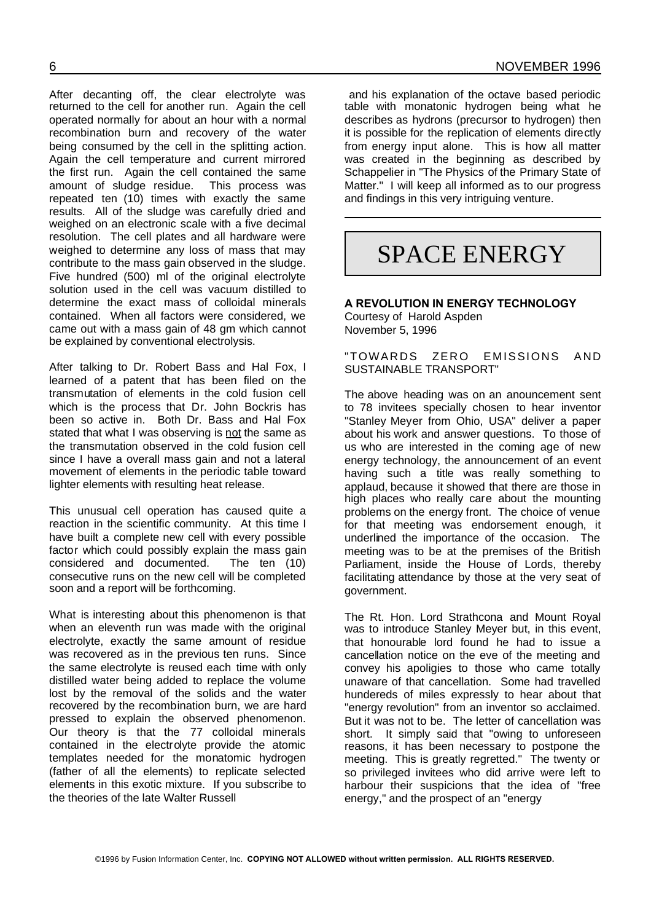After decanting off, the clear electrolyte was returned to the cell for another run. Again the cell operated normally for about an hour with a normal recombination burn and recovery of the water being consumed by the cell in the splitting action. Again the cell temperature and current mirrored the first run. Again the cell contained the same amount of sludge residue. This process was repeated ten (10) times with exactly the same results. All of the sludge was carefully dried and weighed on an electronic scale with a five decimal resolution. The cell plates and all hardware were weighed to determine any loss of mass that may contribute to the mass gain observed in the sludge. Five hundred (500) ml of the original electrolyte solution used in the cell was vacuum distilled to determine the exact mass of colloidal minerals contained. When all factors were considered, we came out with a mass gain of 48 gm which cannot be explained by conventional electrolysis.

After talking to Dr. Robert Bass and Hal Fox, I learned of a patent that has been filed on the transmutation of elements in the cold fusion cell which is the process that Dr. John Bockris has been so active in. Both Dr. Bass and Hal Fox stated that what I was observing is not the same as the transmutation observed in the cold fusion cell since I have a overall mass gain and not a lateral movement of elements in the periodic table toward lighter elements with resulting heat release.

This unusual cell operation has caused quite a reaction in the scientific community. At this time I have built a complete new cell with every possible factor which could possibly explain the mass gain considered and documented. The ten (10) consecutive runs on the new cell will be completed soon and a report will be forthcoming.

What is interesting about this phenomenon is that when an eleventh run was made with the original electrolyte, exactly the same amount of residue was recovered as in the previous ten runs. Since the same electrolyte is reused each time with only distilled water being added to replace the volume lost by the removal of the solids and the water recovered by the recombination burn, we are hard pressed to explain the observed phenomenon. Our theory is that the 77 colloidal minerals contained in the electrolyte provide the atomic templates needed for the monatomic hydrogen (father of all the elements) to replicate selected elements in this exotic mixture. If you subscribe to the theories of the late Walter Russell and his explanation of the octave based periodic table with monatonic hydrogen being what he describes as hydrons (precursor to hydrogen) then it is possible for the replication of elements directly from energy input alone. This is how all matter was created in the beginning as described by Schappelier in "The Physics of the Primary State of Matter." I will keep all informed as to our progress and findings in this very intriguing venture.

---

# SPACE ENERGY

**A REVOLUTION IN ENERGY TECHNOLOGY**
Courtesy of Harold Aspden
November 5, 1996

"TOWARDS ZERO EMISSIONS AND SUSTAINABLE TRANSPORT"

The above heading was on an anouncement sent to 78 invitees specially chosen to hear inventor "Stanley Meyer from Ohio, USA" deliver a paper about his work and answer questions. To those of us who are interested in the coming age of new energy technology, the announcement of an event having such a title was really something to applaud, because it showed that there are those in high places who really care about the mounting problems on the energy front. The choice of venue for that meeting was endorsement enough, it underlined the importance of the occasion. The meeting was to be at the premises of the British Parliament, inside the House of Lords, thereby facilitating attendance by those at the very seat of government.

The Rt. Hon. Lord Strathcona and Mount Royal was to introduce Stanley Meyer but, in this event, that honourable lord found he had to issue a cancellation notice on the eve of the meeting and convey his apoligies to those who came totally unaware of that cancellation. Some had travelled hundereds of miles expressly to hear about that "energy revolution" from an inventor so acclaimed. But it was not to be. The letter of cancellation was short. It simply said that "owing to unforeseen reasons, it has been necessary to postpone the meeting. This is greatly regretted." The twenty or so privileged invitees who did arrive were left to harbour their suspicions that the idea of "free energy," and the prospect of an "energy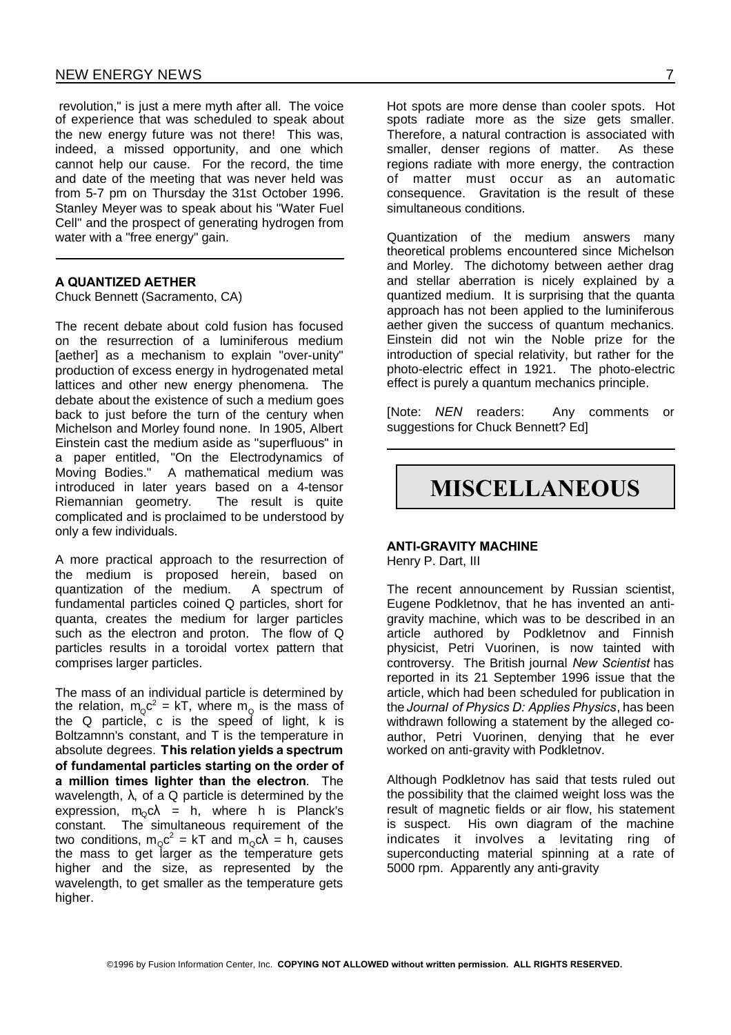revolution," is just a mere myth after all. The voice of experience that was scheduled to speak about the new energy future was not there! This was, indeed, a missed opportunity, and one which cannot help our cause. For the record, the time and date of the meeting that was never held was from 5-7 pm on Thursday the 31st October 1996. Stanley Meyer was to speak about his "Water Fuel Cell" and the prospect of generating hydrogen from water with a "free energy" gain.

---

## A QUANTIZED AETHER

Chuck Bennett (Sacramento, CA)

The recent debate about cold fusion has focused on the resurrection of a luminiferous medium [aether] as a mechanism to explain "over-unity" production of excess energy in hydrogenated metal lattices and other new energy phenomena. The debate about the existence of such a medium goes back to just before the turn of the century when Michelson and Morley found none. In 1905, Albert Einstein cast the medium aside as "superfluous" in a paper entitled, "On the Electrodynamics of Moving Bodies." A mathematical medium was introduced in later years based on a 4-tensor Riemannian geometry. The result is quite complicated and is proclaimed to be understood by only a few individuals.

A more practical approach to the resurrection of the medium is proposed herein, based on quantization of the medium. A spectrum of fundamental particles coined Q particles, short for quanta, creates the medium for larger particles such as the electron and proton. The flow of Q particles results in a toroidal vortex pattern that comprises larger particles.

The mass of an individual particle is determined by the relation, $m_Q c^2 = kT$, where $m_Q$ is the mass of the Q particle, c is the speed of light, k is Boltzamnn's constant, and T is the temperature in absolute degrees. **This relation yields a spectrum of fundamental particles starting on the order of a million times lighter than the electron**. The wavelength, $\lambda$, of a Q particle is determined by the expression, $m_Q c\lambda = h$, where h is Planck's constant. The simultaneous requirement of the two conditions, $m_Q c^2 = kT$ and $m_Q c\lambda = h$, causes the mass to get larger as the temperature gets higher and the size, as represented by the wavelength, to get smaller as the temperature gets higher.

Hot spots are more dense than cooler spots. Hot spots radiate more as the size gets smaller. Therefore, a natural contraction is associated with smaller, denser regions of matter. As these regions radiate with more energy, the contraction of matter must occur as an automatic consequence. Gravitation is the result of these simultaneous conditions.

Quantization of the medium answers many theoretical problems encountered since Michelson and Morley. The dichotomy between aether drag and stellar aberration is nicely explained by a quantized medium. It is surprising that the quanta approach has not been applied to the luminiferous aether given the success of quantum mechanics. Einstein did not win the Noble prize for the introduction of special relativity, but rather for the photo-electric effect in 1921. The photo-electric effect is purely a quantum mechanics principle.

[Note: *NEN* readers: Any comments or suggestions for Chuck Bennett? Ed]

---

# MISCELLANEOUS

## ANTI-GRAVITY MACHINE

Henry P. Dart, III

The recent announcement by Russian scientist, Eugene Podkletnov, that he has invented an anti-gravity machine, which was to be described in an article authored by Podkletnov and Finnish physicist, Petri Vuorinen, is now tainted with controversy. The British journal *New Scientist* has reported in its 21 September 1996 issue that the article, which had been scheduled for publication in the *Journal of Physics D: Applies Physics*, has been withdrawn following a statement by the alleged co-author, Petri Vuorinen, denying that he ever worked on anti-gravity with Podkletnov.

Although Podkletnov has said that tests ruled out the possibility that the claimed weight loss was the result of magnetic fields or air flow, his statement is suspect. His own diagram of the machine indicates it involves a levitating ring of superconducting material spinning at a rate of 5000 rpm. Apparently any anti-gravity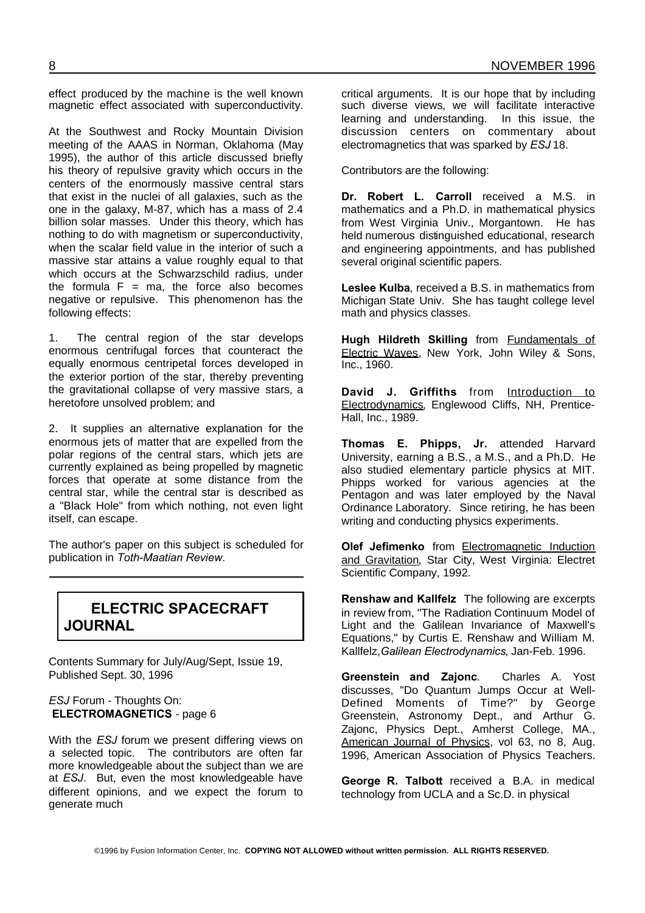effect produced by the machine is the well known magnetic effect associated with superconductivity.

At the Southwest and Rocky Mountain Division meeting of the AAAS in Norman, Oklahoma (May 1995), the author of this article discussed briefly his theory of repulsive gravity which occurs in the centers of the enormously massive central stars that exist in the nuclei of all galaxies, such as the one in the galaxy, M-87, which has a mass of 2.4 billion solar masses. Under this theory, which has nothing to do with magnetism or superconductivity, when the scalar field value in the interior of such a massive star attains a value roughly equal to that which occurs at the Schwarzschild radius, under the formula $F = ma$, the force also becomes negative or repulsive. This phenomenon has the following effects:

1. The central region of the star develops enormous centrifugal forces that counteract the equally enormous centripetal forces developed in the exterior portion of the star, thereby preventing the gravitational collapse of very massive stars, a heretofore unsolved problem; and

2. It supplies an alternative explanation for the enormous jets of matter that are expelled from the polar regions of the central stars, which jets are currently explained as being propelled by magnetic forces that operate at some distance from the central star, while the central star is described as a "Black Hole" from which nothing, not even light itself, can escape.

The author's paper on this subject is scheduled for publication in *Toth-Maatian Review*.

## ELECTRIC SPACECRAFT JOURNAL

Contents Summary for July/Aug/Sept, Issue 19, Published Sept. 30, 1996

*ESJ* Forum - Thoughts On:
**ELECTROMAGNETICS** - page 6

With the *ESJ* forum we present differing views on a selected topic. The contributors are often far more knowledgeable about the subject than we are at *ESJ*. But, even the most knowledgeable have different opinions, and we expect the forum to generate much critical arguments. It is our hope that by including such diverse views, we will facilitate interactive learning and understanding. In this issue, the discussion centers on commentary about electromagnetics that was sparked by *ESJ* 18.

Contributors are the following:

**Dr. Robert L. Carroll** received a M.S. in mathematics and a Ph.D. in mathematical physics from West Virginia Univ., Morgantown. He has held numerous distinguished educational, research and engineering appointments, and has published several original scientific papers.

**Leslee Kulba**, received a B.S. in mathematics from Michigan State Univ. She has taught college level math and physics classes.

**Hugh Hildreth Skilling** from Fundamentals of Electric Waves, New York, John Wiley & Sons, Inc., 1960.

**David J. Griffiths** from Introduction to Electrodynamics, Englewood Cliffs, NH, Prentice-Hall, Inc., 1989.

**Thomas E. Phipps, Jr.** attended Harvard University, earning a B.S., a M.S., and a Ph.D. He also studied elementary particle physics at MIT. Phipps worked for various agencies at the Pentagon and was later employed by the Naval Ordinance Laboratory. Since retiring, he has been writing and conducting physics experiments.

**Olef Jefimenko** from Electromagnetic Induction and Gravitation, Star City, West Virginia: Electret Scientific Company, 1992.

**Renshaw and Kallfelz** The following are excerpts in review from, "The Radiation Continuum Model of Light and the Galilean Invariance of Maxwell's Equations," by Curtis E. Renshaw and William M. Kallfelz, *Galilean Electrodynamics*, Jan-Feb. 1996.

**Greenstein and Zajonc**. Charles A. Yost discusses, "Do Quantum Jumps Occur at Well-Defined Moments of Time?" by George Greenstein, Astronomy Dept., and Arthur G. Zajonc, Physics Dept., Amherst College, MA., American Journal of Physics, vol 63, no 8, Aug. 1996, American Association of Physics Teachers.

**George R. Talbott** received a B.A. in medical technology from UCLA and a Sc.D. in physical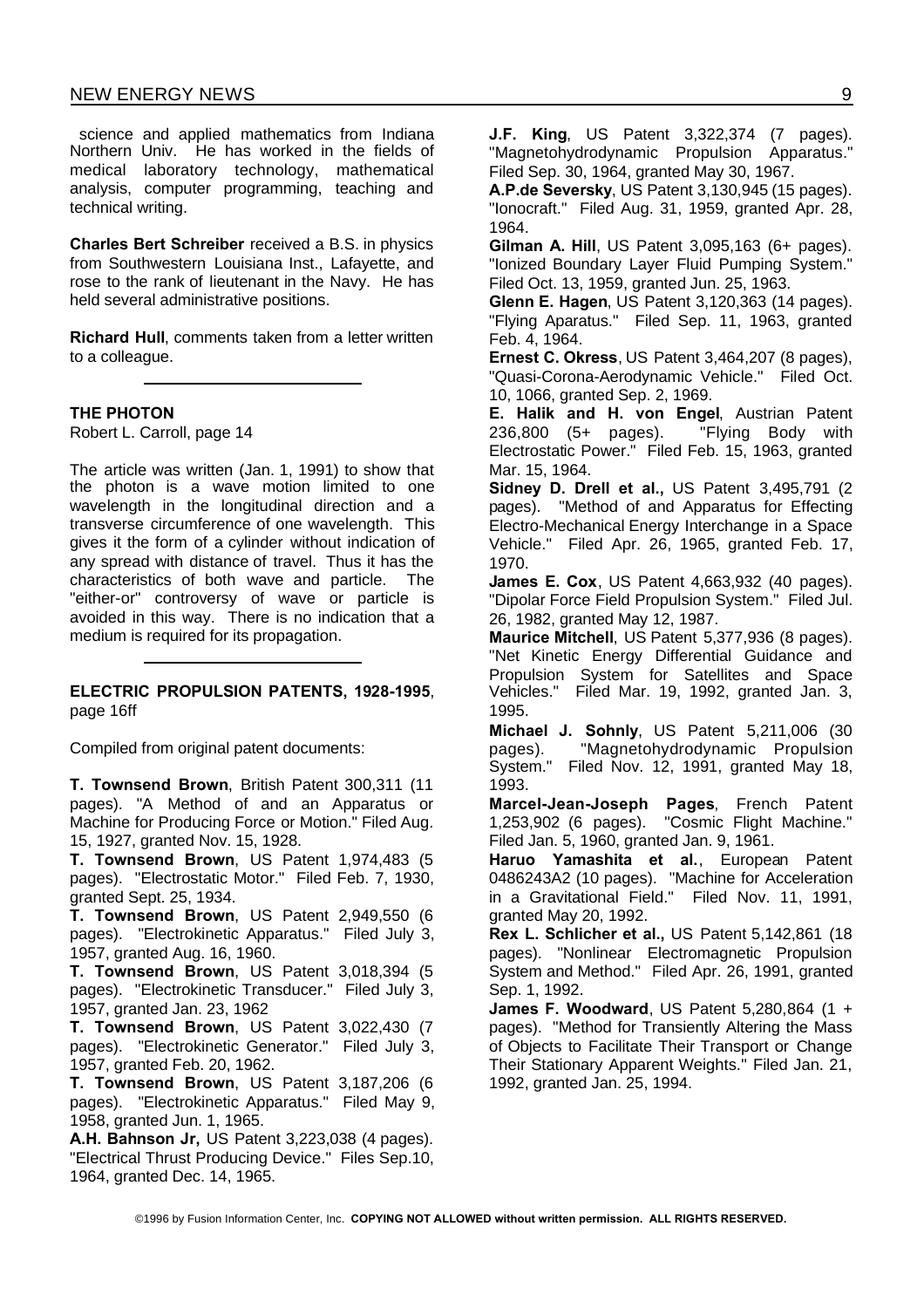science and applied mathematics from Indiana Northern Univ. He has worked in the fields of medical laboratory technology, mathematical analysis, computer programming, teaching and technical writing.

**Charles Bert Schreiber** received a B.S. in physics from Southwestern Louisiana Inst., Lafayette, and rose to the rank of lieutenant in the Navy. He has held several administrative positions.

**Richard Hull**, comments taken from a letter written to a colleague.

---

**THE PHOTON**
Robert L. Carroll, page 14

The article was written (Jan. 1, 1991) to show that the photon is a wave motion limited to one wavelength in the longitudinal direction and a transverse circumference of one wavelength. This gives it the form of a cylinder without indication of any spread with distance of travel. Thus it has the characteristics of both wave and particle. The "either-or" controversy of wave or particle is avoided in this way. There is no indication that a medium is required for its propagation.

---

**ELECTRIC PROPULSION PATENTS, 1928-1995**, page 16ff

Compiled from original patent documents:

**T. Townsend Brown**, British Patent 300,311 (11 pages). "A Method of and an Apparatus or Machine for Producing Force or Motion." Filed Aug. 15, 1927, granted Nov. 15, 1928.
**T. Townsend Brown**, US Patent 1,974,483 (5 pages). "Electrostatic Motor." Filed Feb. 7, 1930, granted Sept. 25, 1934.
**T. Townsend Brown**, US Patent 2,949,550 (6 pages). "Electrokinetic Apparatus." Filed July 3, 1957, granted Aug. 16, 1960.
**T. Townsend Brown**, US Patent 3,018,394 (5 pages). "Electrokinetic Transducer." Filed July 3, 1957, granted Jan. 23, 1962
**T. Townsend Brown**, US Patent 3,022,430 (7 pages). "Electrokinetic Generator." Filed July 3, 1957, granted Feb. 20, 1962.
**T. Townsend Brown**, US Patent 3,187,206 (6 pages). "Electrokinetic Apparatus." Filed May 9, 1958, granted Jun. 1, 1965.
**A.H. Bahnson Jr,** US Patent 3,223,038 (4 pages). "Electrical Thrust Producing Device." Files Sep.10, 1964, granted Dec. 14, 1965.
**J.F. King**, US Patent 3,322,374 (7 pages). "Magnetohydrodynamic Propulsion Apparatus." Filed Sep. 30, 1964, granted May 30, 1967.
**A.P.de Seversky**, US Patent 3,130,945 (15 pages). "Ionocraft." Filed Aug. 31, 1959, granted Apr. 28, 1964.
**Gilman A. Hill**, US Patent 3,095,163 (6+ pages). "Ionized Boundary Layer Fluid Pumping System." Filed Oct. 13, 1959, granted Jun. 25, 1963.
**Glenn E. Hagen**, US Patent 3,120,363 (14 pages). "Flying Aparatus." Filed Sep. 11, 1963, granted Feb. 4, 1964.
**Ernest C. Okress**, US Patent 3,464,207 (8 pages), "Quasi-Corona-Aerodynamic Vehicle." Filed Oct. 10, 1066, granted Sep. 2, 1969.
**E. Halik and H. von Engel**, Austrian Patent 236,800 (5+ pages). "Flying Body with Electrostatic Power." Filed Feb. 15, 1963, granted Mar. 15, 1964.
**Sidney D. Drell et al.,** US Patent 3,495,791 (2 pages). "Method of and Apparatus for Effecting Electro-Mechanical Energy Interchange in a Space Vehicle." Filed Apr. 26, 1965, granted Feb. 17, 1970.
**James E. Cox**, US Patent 4,663,932 (40 pages). "Dipolar Force Field Propulsion System." Filed Jul. 26, 1982, granted May 12, 1987.
**Maurice Mitchell**, US Patent 5,377,936 (8 pages). "Net Kinetic Energy Differential Guidance and Propulsion System for Satellites and Space Vehicles." Filed Mar. 19, 1992, granted Jan. 3, 1995.
**Michael J. Sohnly**, US Patent 5,211,006 (30 pages). "Magnetohydrodynamic Propulsion System." Filed Nov. 12, 1991, granted May 18, 1993.
**Marcel-Jean-Joseph Pages**, French Patent 1,253,902 (6 pages). "Cosmic Flight Machine." Filed Jan. 5, 1960, granted Jan. 9, 1961.
**Haruo Yamashita et al.**, European Patent 0486243A2 (10 pages). "Machine for Acceleration in a Gravitational Field." Filed Nov. 11, 1991, granted May 20, 1992.
**Rex L. Schlicher et al.,** US Patent 5,142,861 (18 pages). "Nonlinear Electromagnetic Propulsion System and Method." Filed Apr. 26, 1991, granted Sep. 1, 1992.
**James F. Woodward**, US Patent 5,280,864 (1 + pages). "Method for Transiently Altering the Mass of Objects to Facilitate Their Transport or Change Their Stationary Apparent Weights." Filed Jan. 21, 1992, granted Jan. 25, 1994.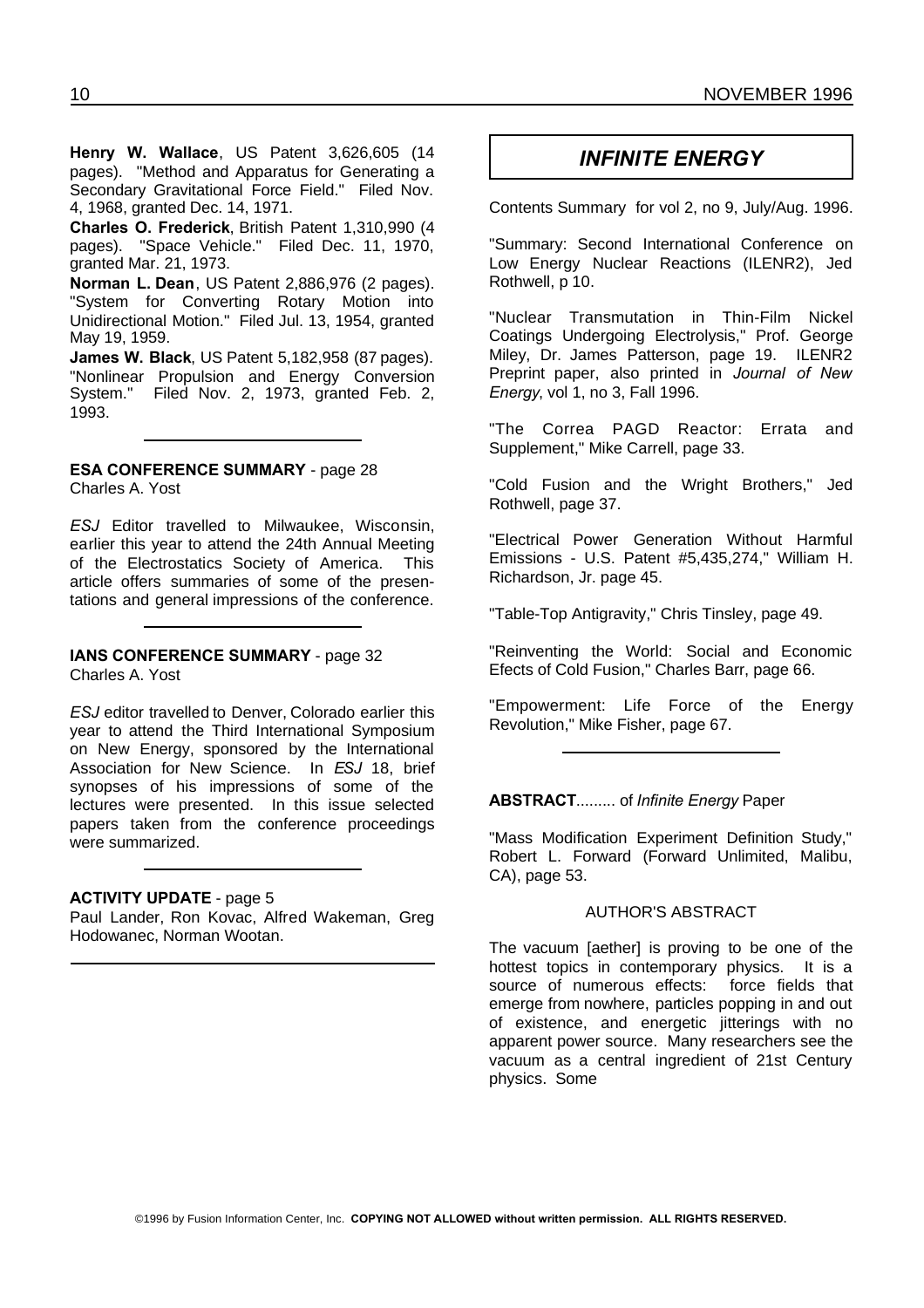**Henry W. Wallace**, US Patent 3,626,605 (14 pages). "Method and Apparatus for Generating a Secondary Gravitational Force Field." Filed Nov. 4, 1968, granted Dec. 14, 1971.

**Charles O. Frederick**, British Patent 1,310,990 (4 pages). "Space Vehicle." Filed Dec. 11, 1970, granted Mar. 21, 1973.

**Norman L. Dean**, US Patent 2,886,976 (2 pages). "System for Converting Rotary Motion into Unidirectional Motion." Filed Jul. 13, 1954, granted May 19, 1959.

**James W. Black**, US Patent 5,182,958 (87 pages). "Nonlinear Propulsion and Energy Conversion System." Filed Nov. 2, 1973, granted Feb. 2, 1993.

---

**ESA CONFERENCE SUMMARY** - page 28
Charles A. Yost

*ESJ* Editor travelled to Milwaukee, Wisconsin, earlier this year to attend the 24th Annual Meeting of the Electrostatics Society of America. This article offers summaries of some of the presentations and general impressions of the conference.

---

**IANS CONFERENCE SUMMARY** - page 32
Charles A. Yost

*ESJ* editor travelled to Denver, Colorado earlier this year to attend the Third International Symposium on New Energy, sponsored by the International Association for New Science. In *ESJ* 18, brief synopses of his impressions of some of the lectures were presented. In this issue selected papers taken from the conference proceedings were summarized.

---

**ACTIVITY UPDATE** - page 5
Paul Lander, Ron Kovac, Alfred Wakeman, Greg Hodowanec, Norman Wootan.

---

## *INFINITE ENERGY*

Contents Summary for vol 2, no 9, July/Aug. 1996.

"Summary: Second International Conference on Low Energy Nuclear Reactions (ILENR2), Jed Rothwell, p 10.

"Nuclear Transmutation in Thin-Film Nickel Coatings Undergoing Electrolysis," Prof. George Miley, Dr. James Patterson, page 19. ILENR2 Preprint paper, also printed in *Journal of New Energy*, vol 1, no 3, Fall 1996.

"The Correa PAGD Reactor: Errata and Supplement," Mike Carrell, page 33.

"Cold Fusion and the Wright Brothers," Jed Rothwell, page 37.

"Electrical Power Generation Without Harmful Emissions - U.S. Patent #5,435,274," William H. Richardson, Jr. page 45.

"Table-Top Antigravity," Chris Tinsley, page 49.

"Reinventing the World: Social and Economic Efects of Cold Fusion," Charles Barr, page 66.

"Empowerment: Life Force of the Energy Revolution," Mike Fisher, page 67.

---

**ABSTRACT**......... of *Infinite Energy* Paper

"Mass Modification Experiment Definition Study," Robert L. Forward (Forward Unlimited, Malibu, CA), page 53.

AUTHOR'S ABSTRACT

The vacuum [aether] is proving to be one of the hottest topics in contemporary physics. It is a source of numerous effects: force fields that emerge from nowhere, particles popping in and out of existence, and energetic jitterings with no apparent power source. Many researchers see the vacuum as a central ingredient of 21st Century physics. Some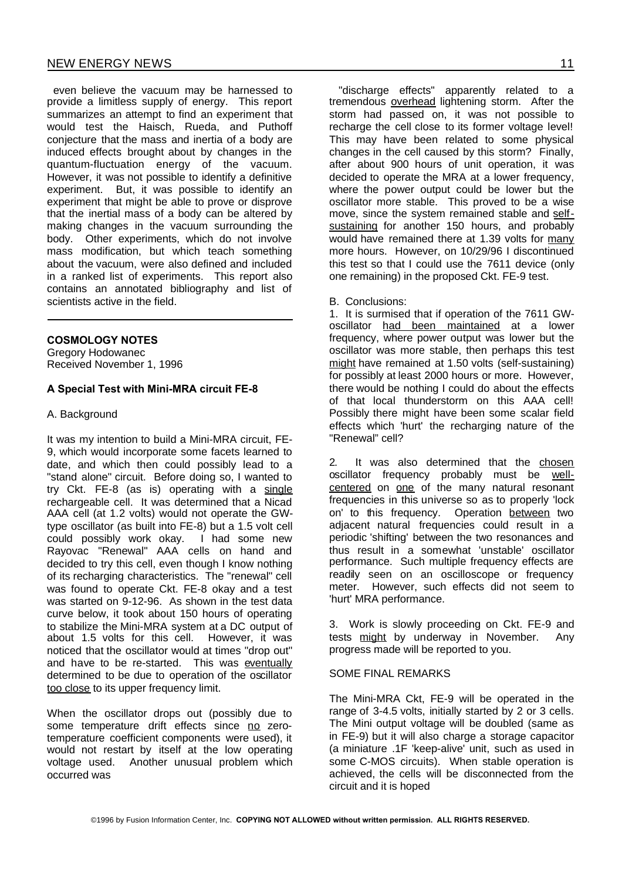even believe the vacuum may be harnessed to provide a limitless supply of energy. This report summarizes an attempt to find an experiment that would test the Haisch, Rueda, and Puthoff conjecture that the mass and inertia of a body are induced effects brought about by changes in the quantum-fluctuation energy of the vacuum. However, it was not possible to identify a definitive experiment. But, it was possible to identify an experiment that might be able to prove or disprove that the inertial mass of a body can be altered by making changes in the vacuum surrounding the body. Other experiments, which do not involve mass modification, but which teach something about the vacuum, were also defined and included in a ranked list of experiments. This report also contains an annotated bibliography and list of scientists active in the field.

---

**COSMOLOGY NOTES**
Gregory Hodowanec
Received November 1, 1996

**A Special Test with Mini-MRA circuit FE-8**

A. Background

It was my intention to build a Mini-MRA circuit, FE-9, which would incorporate some facets learned to date, and which then could possibly lead to a "stand alone" circuit. Before doing so, I wanted to try Ckt. FE-8 (as is) operating with a single rechargeable cell. It was determined that a Nicad AAA cell (at 1.2 volts) would not operate the GW-type oscillator (as built into FE-8) but a 1.5 volt cell could possibly work okay. I had some new Rayovac "Renewal" AAA cells on hand and decided to try this cell, even though I know nothing of its recharging characteristics. The "renewal" cell was found to operate Ckt. FE-8 okay and a test was started on 9-12-96. As shown in the test data curve below, it took about 150 hours of operating to stabilize the Mini-MRA system at a DC output of about 1.5 volts for this cell. However, it was noticed that the oscillator would at times "drop out" and have to be re-started. This was eventually determined to be due to operation of the oscillator too close to its upper frequency limit.

When the oscillator drops out (possibly due to some temperature drift effects since no zero-temperature coefficient components were used), it would not restart by itself at the low operating voltage used. Another unusual problem which occurred was "discharge effects" apparently related to a tremendous overhead lightening storm. After the storm had passed on, it was not possible to recharge the cell close to its former voltage level! This may have been related to some physical changes in the cell caused by this storm? Finally, after about 900 hours of unit operation, it was decided to operate the MRA at a lower frequency, where the power output could be lower but the oscillator more stable. This proved to be a wise move, since the system remained stable and self-sustaining for another 150 hours, and probably would have remained there at 1.39 volts for many more hours. However, on 10/29/96 I discontinued this test so that I could use the 7611 device (only one remaining) in the proposed Ckt. FE-9 test.

B. Conclusions:

1. It is surmised that if operation of the 7611 GW-oscillator had been maintained at a lower frequency, where power output was lower but the oscillator was more stable, then perhaps this test might have remained at 1.50 volts (self-sustaining) for possibly at least 2000 hours or more. However, there would be nothing I could do about the effects of that local thunderstorm on this AAA cell! Possibly there might have been some scalar field effects which 'hurt' the recharging nature of the "Renewal" cell?

2. It was also determined that the chosen oscillator frequency probably must be well-centered on one of the many natural resonant frequencies in this universe so as to properly 'lock on' to this frequency. Operation between two adjacent natural frequencies could result in a periodic 'shifting' between the two resonances and thus result in a somewhat 'unstable' oscillator performance. Such multiple frequency effects are readily seen on an oscilloscope or frequency meter. However, such effects did not seem to 'hurt' MRA performance.

3. Work is slowly proceeding on Ckt. FE-9 and tests might by underway in November. Any progress made will be reported to you.

SOME FINAL REMARKS

The Mini-MRA Ckt, FE-9 will be operated in the range of 3-4.5 volts, initially started by 2 or 3 cells. The Mini output voltage will be doubled (same as in FE-9) but it will also charge a storage capacitor (a miniature .1F 'keep-alive' unit, such as used in some C-MOS circuits). When stable operation is achieved, the cells will be disconnected from the circuit and it is hoped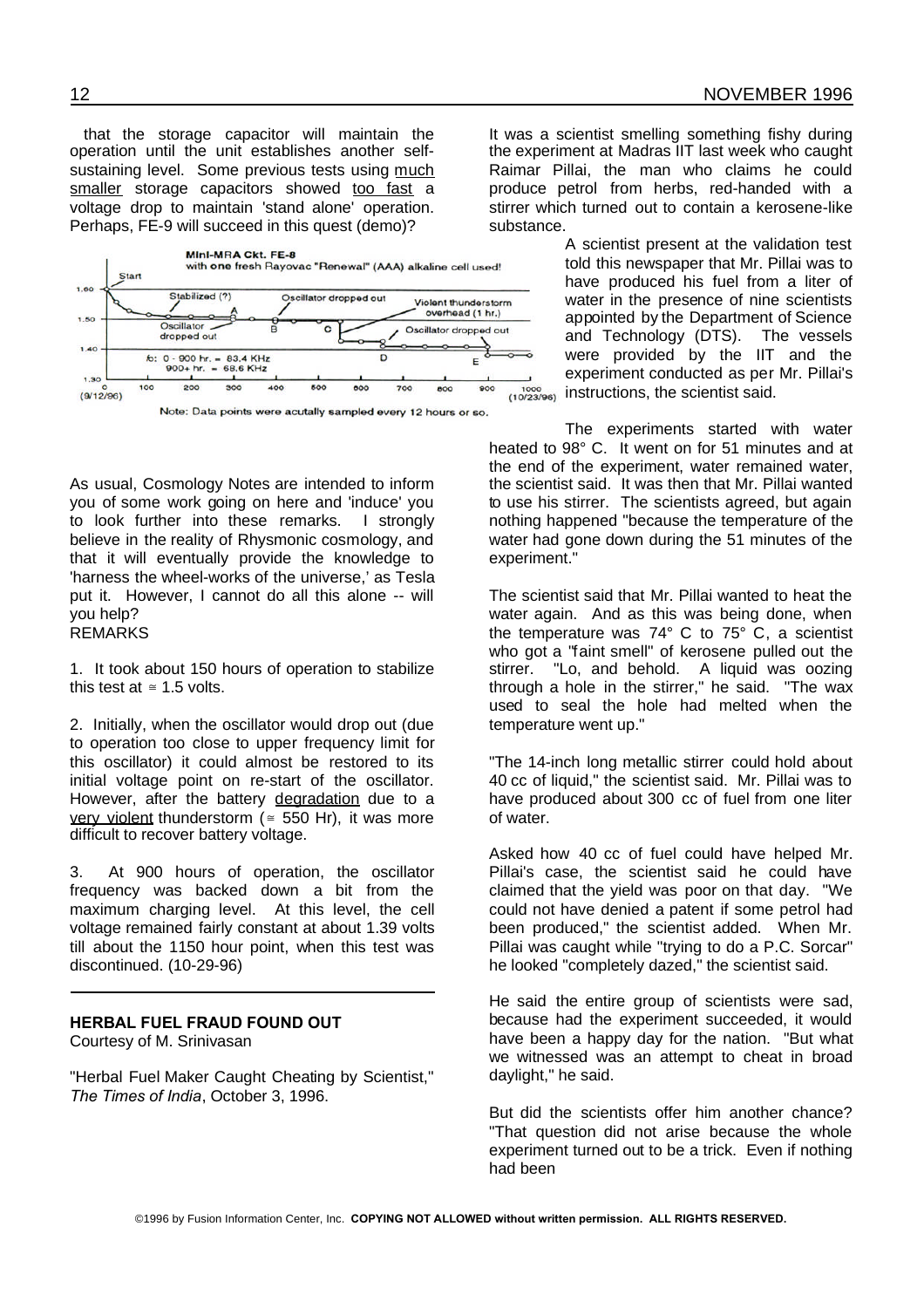that the storage capacitor will maintain the operation until the unit establishes another self-sustaining level. Some previous tests using much smaller storage capacitors showed too fast a voltage drop to maintain 'stand alone' operation. Perhaps, FE-9 will succeed in this quest (demo)?

Mini-MRA Ckt. FE-8
with one fresh Rayovac "Renewal" (AAA) alkaline cell used!

Note: Data points were acutally sampled every 12 hours or so.

As usual, Cosmology Notes are intended to inform you of some work going on here and 'induce' you to look further into these remarks. I strongly believe in the reality of Rhysmonic cosmology, and that it will eventually provide the knowledge to 'harness the wheel-works of the universe,' as Tesla put it. However, I cannot do all this alone -- will you help?

REMARKS

1. It took about 150 hours of operation to stabilize this test at ≅ 1.5 volts.

2. Initially, when the oscillator would drop out (due to operation too close to upper frequency limit for this oscillator) it could almost be restored to its initial voltage point on re-start of the oscillator. However, after the battery degradation due to a very violent thunderstorm (≅ 550 Hr), it was more difficult to recover battery voltage.

3. At 900 hours of operation, the oscillator frequency was backed down a bit from the maximum charging level. At this level, the cell voltage remained fairly constant at about 1.39 volts till about the 1150 hour point, when this test was discontinued. (10-29-96)

---

**HERBAL FUEL FRAUD FOUND OUT**
Courtesy of M. Srinivasan

"Herbal Fuel Maker Caught Cheating by Scientist," *The Times of India*, October 3, 1996.

It was a scientist smelling something fishy during the experiment at Madras IIT last week who caught Raimar Pillai, the man who claims he could produce petrol from herbs, red-handed with a stirrer which turned out to contain a kerosene-like substance.

A scientist present at the validation test told this newspaper that Mr. Pillai was to have produced his fuel from a liter of water in the presence of nine scientists appointed by the Department of Science and Technology (DTS). The vessels were provided by the IIT and the experiment conducted as per Mr. Pillai's instructions, the scientist said.

The experiments started with water heated to 98° C. It went on for 51 minutes and at the end of the experiment, water remained water, the scientist said. It was then that Mr. Pillai wanted to use his stirrer. The scientists agreed, but again nothing happened "because the temperature of the water had gone down during the 51 minutes of the experiment."

The scientist said that Mr. Pillai wanted to heat the water again. And as this was being done, when the temperature was 74° C to 75° C, a scientist who got a "faint smell" of kerosene pulled out the stirrer. "Lo, and behold. A liquid was oozing through a hole in the stirrer," he said. "The wax used to seal the hole had melted when the temperature went up."

"The 14-inch long metallic stirrer could hold about 40 cc of liquid," the scientist said. Mr. Pillai was to have produced about 300 cc of fuel from one liter of water.

Asked how 40 cc of fuel could have helped Mr. Pillai's case, the scientist said he could have claimed that the yield was poor on that day. "We could not have denied a patent if some petrol had been produced," the scientist added. When Mr. Pillai was caught while "trying to do a P.C. Sorcar" he looked "completely dazed," the scientist said.

He said the entire group of scientists were sad, because had the experiment succeeded, it would have been a happy day for the nation. "But what we witnessed was an attempt to cheat in broad daylight," he said.

But did the scientists offer him another chance? "That question did not arise because the whole experiment turned out to be a trick. Even if nothing had been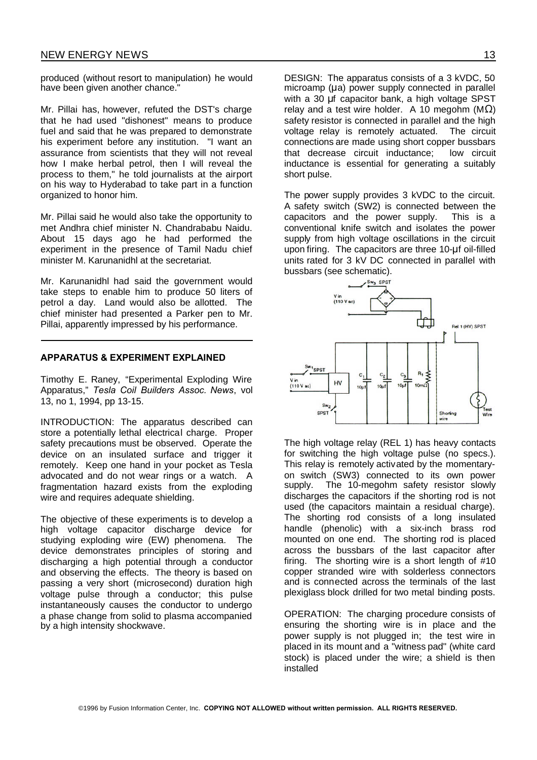produced (without resort to manipulation) he would have been given another chance."

Mr. Pillai has, however, refuted the DST's charge that he had used "dishonest" means to produce fuel and said that he was prepared to demonstrate his experiment before any institution. "I want an assurance from scientists that they will not reveal how I make herbal petrol, then I will reveal the process to them," he told journalists at the airport on his way to Hyderabad to take part in a function organized to honor him.

Mr. Pillai said he would also take the opportunity to met Andhra chief minister N. Chandrababu Naidu. About 15 days ago he had performed the experiment in the presence of Tamil Nadu chief minister M. Karunanidhl at the secretariat.

Mr. Karunanidhl had said the government would take steps to enable him to produce 50 liters of petrol a day. Land would also be allotted. The chief minister had presented a Parker pen to Mr. Pillai, apparently impressed by his performance.

---

## APPARATUS & EXPERIMENT EXPLAINED

Timothy E. Raney, "Experimental Exploding Wire Apparatus," *Tesla Coil Builders Assoc. News*, vol 13, no 1, 1994, pp 13-15.

INTRODUCTION: The apparatus described can store a potentially lethal electrical charge. Proper safety precautions must be observed. Operate the device on an insulated surface and trigger it remotely. Keep one hand in your pocket as Tesla advocated and do not wear rings or a watch. A fragmentation hazard exists from the exploding wire and requires adequate shielding.

The objective of these experiments is to develop a high voltage capacitor discharge device for studying exploding wire (EW) phenomena. The device demonstrates principles of storing and discharging a high potential through a conductor and observing the effects. The theory is based on passing a very short (microsecond) duration high voltage pulse through a conductor; this pulse instantaneously causes the conductor to undergo a phase change from solid to plasma accompanied by a high intensity shockwave.

DESIGN: The apparatus consists of a 3 kVDC, 50 microamp (μa) power supply connected in parallel with a 30 μf capacitor bank, a high voltage SPST relay and a test wire holder. A 10 megohm (MΩ) safety resistor is connected in parallel and the high voltage relay is remotely actuated. The circuit connections are made using short copper bussbars that decrease circuit inductance; low circuit inductance is essential for generating a suitably short pulse.

The power supply provides 3 kVDC to the circuit. A safety switch (SW2) is connected between the capacitors and the power supply. This is a conventional knife switch and isolates the power supply from high voltage oscillations in the circuit upon firing. The capacitors are three 10-μf oil-filled units rated for 3 kV DC connected in parallel with bussbars (see schematic).

The high voltage relay (REL 1) has heavy contacts for switching the high voltage pulse (no specs.). This relay is remotely activated by the momentary-on switch (SW3) connected to its own power supply. The 10-megohm safety resistor slowly discharges the capacitors if the shorting rod is not used (the capacitors maintain a residual charge). The shorting rod consists of a long insulated handle (phenolic) with a six-inch brass rod mounted on one end. The shorting rod is placed across the bussbars of the last capacitor after firing. The shorting wire is a short length of #10 copper stranded wire with solderless connectors and is connected across the terminals of the last plexiglass block drilled for two metal binding posts.

OPERATION: The charging procedure consists of ensuring the shorting wire is in place and the power supply is not plugged in; the test wire in placed in its mount and a "witness pad" (white card stock) is placed under the wire; a shield is then installed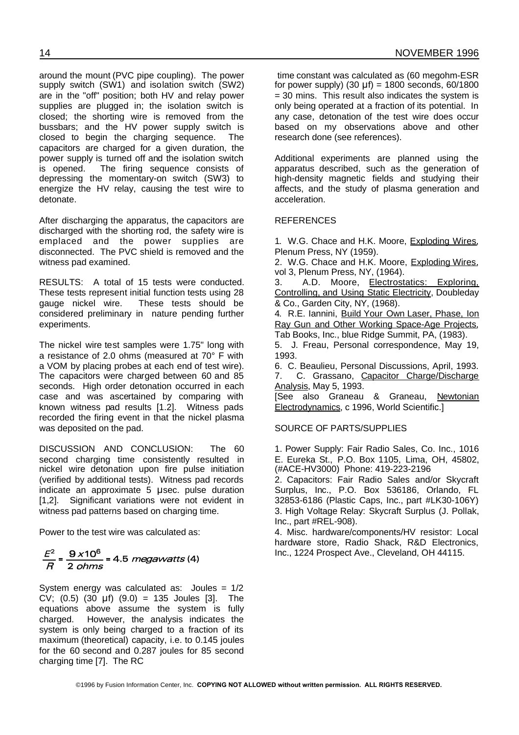around the mount (PVC pipe coupling). The power supply switch (SW1) and isolation switch (SW2) are in the "off" position; both HV and relay power supplies are plugged in; the isolation switch is closed; the shorting wire is removed from the bussbars; and the HV power supply switch is closed to begin the charging sequence. The capacitors are charged for a given duration, the power supply is turned off and the isolation switch is opened. The firing sequence consists of depressing the momentary-on switch (SW3) to energize the HV relay, causing the test wire to detonate.

After discharging the apparatus, the capacitors are discharged with the shorting rod, the safety wire is emplaced and the power supplies are disconnected. The PVC shield is removed and the witness pad examined.

RESULTS: A total of 15 tests were conducted. These tests represent initial function tests using 28 gauge nickel wire. These tests should be considered preliminary in nature pending further experiments.

The nickel wire test samples were 1.75" long with a resistance of 2.0 ohms (measured at 70° F with a VOM by placing probes at each end of test wire). The capacitors were charged between 60 and 85 seconds. High order detonation occurred in each case and was ascertained by comparing with known witness pad results [1.2]. Witness pads recorded the firing event in that the nickel plasma was deposited on the pad.

DISCUSSION AND CONCLUSION: The 60 second charging time consistently resulted in nickel wire detonation upon fire pulse initiation (verified by additional tests). Witness pad records indicate an approximate 5 μsec. pulse duration [1,2]. Significant variations were not evident in witness pad patterns based on charging time.

Power to the test wire was calculated as:

$$\frac{E^2}{R} = \frac{9 \times 10^6}{2\ ohms} = 4.5\ megawatts\ (4)$$

System energy was calculated as: Joules = 1/2 CV; (0.5) (30 μf) (9.0) = 135 Joules [3]. The equations above assume the system is fully charged. However, the analysis indicates the system is only being charged to a fraction of its maximum (theoretical) capacity, i.e. to 0.145 joules for the 60 second and 0.287 joules for 85 second charging time [7]. The RC time constant was calculated as (60 megohm-ESR for power supply) (30 μf) = 1800 seconds, 60/1800 = 30 mins. This result also indicates the system is only being operated at a fraction of its potential. In any case, detonation of the test wire does occur based on my observations above and other research done (see references).

Additional experiments are planned using the apparatus described, such as the generation of high-density magnetic fields and studying their affects, and the study of plasma generation and acceleration.

REFERENCES

1. W.G. Chace and H.K. Moore, Exploding Wires, Plenum Press, NY (1959).
2. W.G. Chace and H.K. Moore, Exploding Wires, vol 3, Plenum Press, NY, (1964).
3. A.D. Moore, Electrostatics: Exploring, Controlling, and Using Static Electricity, Doubleday & Co., Garden City, NY, (1968).
4. R.E. Iannini, Build Your Own Laser, Phase, Ion Ray Gun and Other Working Space-Age Projects, Tab Books, Inc., blue Ridge Summit, PA, (1983).
5. J. Freau, Personal correspondence, May 19, 1993.
6. C. Beaulieu, Personal Discussions, April, 1993.
7. C. Grassano, Capacitor Charge/Discharge Analysis, May 5, 1993.

[See also Graneau & Graneau, Newtonian Electrodynamics, c 1996, World Scientific.]

SOURCE OF PARTS/SUPPLIES

1. Power Supply: Fair Radio Sales, Co. Inc., 1016 E. Eureka St., P.O. Box 1105, Lima, OH, 45802, (#ACE-HV3000) Phone: 419-223-2196
2. Capacitors: Fair Radio Sales and/or Skycraft Surplus, Inc., P.O. Box 536186, Orlando, FL 32853-6186 (Plastic Caps, Inc., part #LK30-106Y)
3. High Voltage Relay: Skycraft Surplus (J. Pollak, Inc., part #REL-908).
4. Misc. hardware/components/HV resistor: Local hardware store, Radio Shack, R&D Electronics, Inc., 1224 Prospect Ave., Cleveland, OH 44115.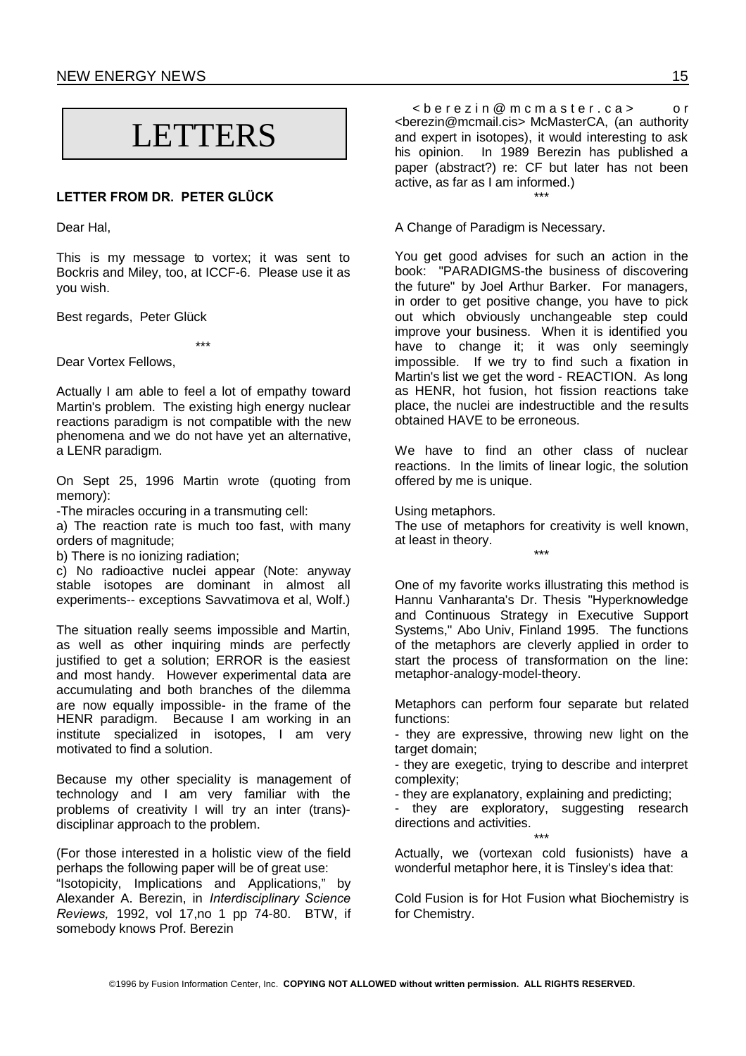# LETTERS

### LETTER FROM DR. PETER GLÜCK

Dear Hal,

This is my message to vortex; it was sent to Bockris and Miley, too, at ICCF-6. Please use it as you wish.

Best regards, Peter Glück

\*\*\*

Dear Vortex Fellows,

Actually I am able to feel a lot of empathy toward Martin's problem. The existing high energy nuclear reactions paradigm is not compatible with the new phenomena and we do not have yet an alternative, a LENR paradigm.

On Sept 25, 1996 Martin wrote (quoting from memory):

-The miracles occuring in a transmuting cell:

a) The reaction rate is much too fast, with many orders of magnitude;

b) There is no ionizing radiation;

c) No radioactive nuclei appear (Note: anyway stable isotopes are dominant in almost all experiments-- exceptions Savvatimova et al, Wolf.)

The situation really seems impossible and Martin, as well as other inquiring minds are perfectly justified to get a solution; ERROR is the easiest and most handy. However experimental data are accumulating and both branches of the dilemma are now equally impossible- in the frame of the HENR paradigm. Because I am working in an institute specialized in isotopes, I am very motivated to find a solution.

Because my other speciality is management of technology and I am very familiar with the problems of creativity I will try an inter (trans)-disciplinar approach to the problem.

(For those interested in a holistic view of the field perhaps the following paper will be of great use: "Isotopicity, Implications and Applications," by Alexander A. Berezin, in *Interdisciplinary Science Reviews,* 1992, vol 17,no 1 pp 74-80. BTW, if somebody knows Prof. Berezin <berezin@mcmaster.ca> or <berezin@mcmail.cis> McMasterCA, (an authority and expert in isotopes), it would interesting to ask his opinion. In 1989 Berezin has published a paper (abstract?) re: CF but later has not been active, as far as I am informed.)

\*\*\*

A Change of Paradigm is Necessary.

You get good advises for such an action in the book: "PARADIGMS-the business of discovering the future" by Joel Arthur Barker. For managers, in order to get positive change, you have to pick out which obviously unchangeable step could improve your business. When it is identified you have to change it; it was only seemingly impossible. If we try to find such a fixation in Martin's list we get the word - REACTION. As long as HENR, hot fusion, hot fission reactions take place, the nuclei are indestructible and the results obtained HAVE to be erroneous.

We have to find an other class of nuclear reactions. In the limits of linear logic, the solution offered by me is unique.

Using metaphors.

The use of metaphors for creativity is well known, at least in theory.

\*\*\*

One of my favorite works illustrating this method is Hannu Vanharanta's Dr. Thesis "Hyperknowledge and Continuous Strategy in Executive Support Systems," Abo Univ, Finland 1995. The functions of the metaphors are cleverly applied in order to start the process of transformation on the line: metaphor-analogy-model-theory.

Metaphors can perform four separate but related functions:

- they are expressive, throwing new light on the target domain;
- they are exegetic, trying to describe and interpret complexity;
- they are explanatory, explaining and predicting;
- they are exploratory, suggesting research directions and activities.

\*\*\*

Actually, we (vortexan cold fusionists) have a wonderful metaphor here, it is Tinsley's idea that:

Cold Fusion is for Hot Fusion what Biochemistry is for Chemistry.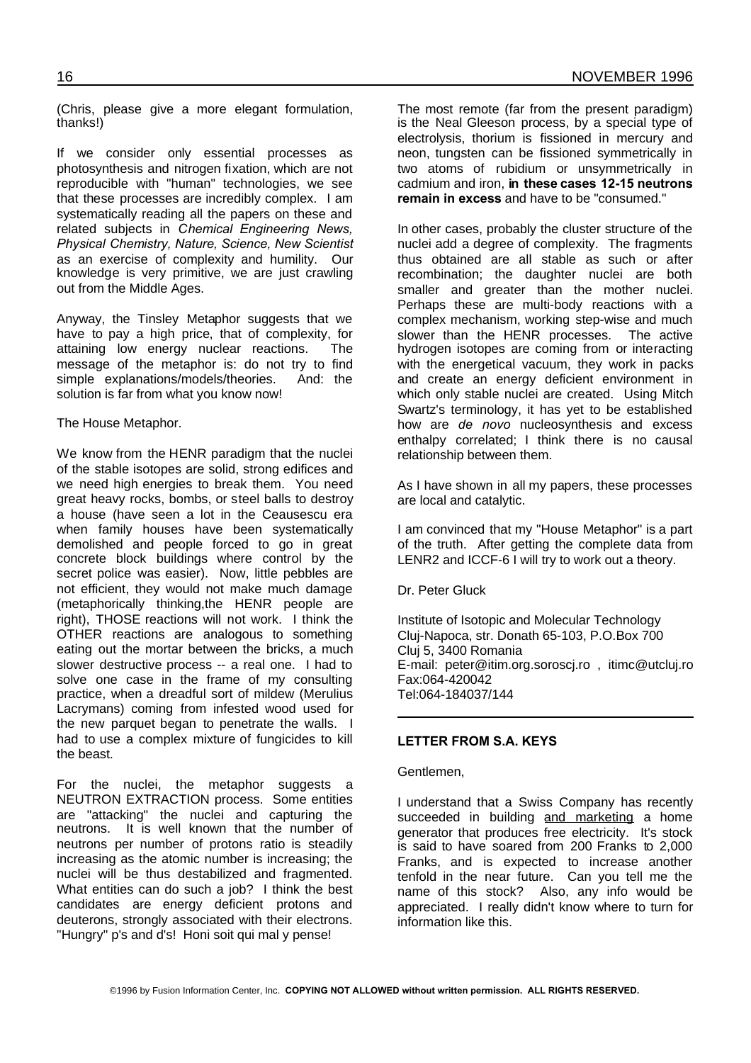(Chris, please give a more elegant formulation, thanks!)

If we consider only essential processes as photosynthesis and nitrogen fixation, which are not reproducible with "human" technologies, we see that these processes are incredibly complex. I am systematically reading all the papers on these and related subjects in *Chemical Engineering News, Physical Chemistry, Nature, Science, New Scientist* as an exercise of complexity and humility. Our knowledge is very primitive, we are just crawling out from the Middle Ages.

Anyway, the Tinsley Metaphor suggests that we have to pay a high price, that of complexity, for attaining low energy nuclear reactions. The message of the metaphor is: do not try to find simple explanations/models/theories. And: the solution is far from what you know now!

The House Metaphor.

We know from the HENR paradigm that the nuclei of the stable isotopes are solid, strong edifices and we need high energies to break them. You need great heavy rocks, bombs, or steel balls to destroy a house (have seen a lot in the Ceausescu era when family houses have been systematically demolished and people forced to go in great concrete block buildings where control by the secret police was easier). Now, little pebbles are not efficient, they would not make much damage (metaphorically thinking,the HENR people are right), THOSE reactions will not work. I think the OTHER reactions are analogous to something eating out the mortar between the bricks, a much slower destructive process -- a real one. I had to solve one case in the frame of my consulting practice, when a dreadful sort of mildew (Merulius Lacrymans) coming from infested wood used for the new parquet began to penetrate the walls. I had to use a complex mixture of fungicides to kill the beast.

For the nuclei, the metaphor suggests a NEUTRON EXTRACTION process. Some entities are "attacking" the nuclei and capturing the neutrons. It is well known that the number of neutrons per number of protons ratio is steadily increasing as the atomic number is increasing; the nuclei will be thus destabilized and fragmented. What entities can do such a job? I think the best candidates are energy deficient protons and deuterons, strongly associated with their electrons. "Hungry" p's and d's! Honi soit qui mal y pense!

The most remote (far from the present paradigm) is the Neal Gleeson process, by a special type of electrolysis, thorium is fissioned in mercury and neon, tungsten can be fissioned symmetrically in two atoms of rubidium or unsymmetrically in cadmium and iron, **in these cases 12-15 neutrons remain in excess** and have to be "consumed."

In other cases, probably the cluster structure of the nuclei add a degree of complexity. The fragments thus obtained are all stable as such or after recombination; the daughter nuclei are both smaller and greater than the mother nuclei. Perhaps these are multi-body reactions with a complex mechanism, working step-wise and much slower than the HENR processes. The active hydrogen isotopes are coming from or interacting with the energetical vacuum, they work in packs and create an energy deficient environment in which only stable nuclei are created. Using Mitch Swartz's terminology, it has yet to be established how are *de novo* nucleosynthesis and excess enthalpy correlated; I think there is no causal relationship between them.

As I have shown in all my papers, these processes are local and catalytic.

I am convinced that my "House Metaphor" is a part of the truth. After getting the complete data from LENR2 and ICCF-6 I will try to work out a theory.

Dr. Peter Gluck

Institute of Isotopic and Molecular Technology
Cluj-Napoca, str. Donath 65-103, P.O.Box 700
Cluj 5, 3400 Romania
E-mail: peter@itim.org.soroscj.ro , itimc@utcluj.ro
Fax:064-420042
Tel:064-184037/144

---

**LETTER FROM S.A. KEYS**

Gentlemen,

I understand that a Swiss Company has recently succeeded in building and marketing a home generator that produces free electricity. It's stock is said to have soared from 200 Franks to 2,000 Franks, and is expected to increase another tenfold in the near future. Can you tell me the name of this stock? Also, any info would be appreciated. I really didn't know where to turn for information like this.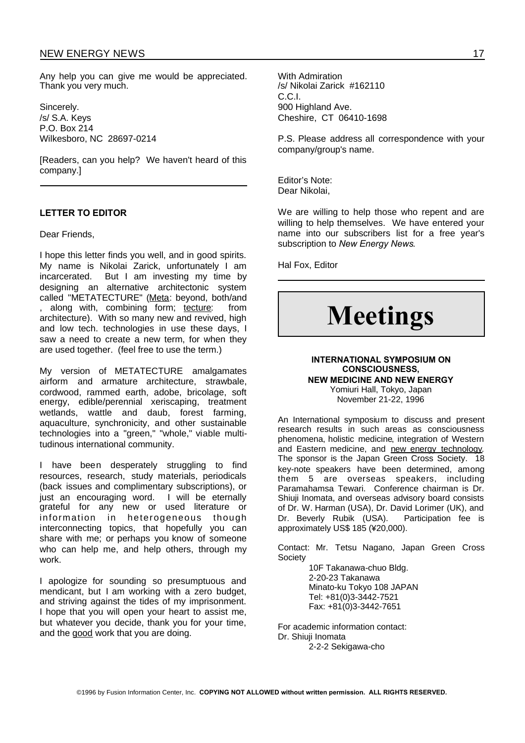Any help you can give me would be appreciated. Thank you very much.

Sincerely.
/s/ S.A. Keys
P.O. Box 214
Wilkesboro, NC 28697-0214

[Readers, can you help? We haven't heard of this company.]

---

**LETTER TO EDITOR**

Dear Friends,

I hope this letter finds you well, and in good spirits. My name is Nikolai Zarick, unfortunately I am incarcerated. But I am investing my time by designing an alternative architectonic system called "METATECTURE" (Meta: beyond, both/and , along with, combining form; tecture: from architecture). With so many new and revived, high and low tech. technologies in use these days, I saw a need to create a new term, for when they are used together. (feel free to use the term.)

My version of METATECTURE amalgamates airform and armature architecture, strawbale, cordwood, rammed earth, adobe, bricolage, soft energy, edible/perennial xeriscaping, treatment wetlands, wattle and daub, forest farming, aquaculture, synchronicity, and other sustainable technologies into a "green," "whole," viable multi-tudinous international community.

I have been desperately struggling to find resources, research, study materials, periodicals (back issues and complimentary subscriptions), or just an encouraging word. I will be eternally grateful for any new or used literature or information in heterogeneous though interconnecting topics, that hopefully you can share with me; or perhaps you know of someone who can help me, and help others, through my work.

I apologize for sounding so presumptuous and mendicant, but I am working with a zero budget, and striving against the tides of my imprisonment. I hope that you will open your heart to assist me, but whatever you decide, thank you for your time, and the good work that you are doing.

With Admiration
/s/ Nikolai Zarick #162110
C.C.I.
900 Highland Ave.
Cheshire, CT 06410-1698

P.S. Please address all correspondence with your company/group's name.

Editor's Note:
Dear Nikolai,

We are willing to help those who repent and are willing to help themselves. We have entered your name into our subscribers list for a free year's subscription to *New Energy News*.

Hal Fox, Editor

---

# Meetings

**INTERNATIONAL SYMPOSIUM ON CONSCIOUSNESS, NEW MEDICINE AND NEW ENERGY**
Yomiuri Hall, Tokyo, Japan
November 21-22, 1996

An International symposium to discuss and present research results in such areas as consciousness phenomena, holistic medicine, integration of Western and Eastern medicine, and new energy technology. The sponsor is the Japan Green Cross Society. 18 key-note speakers have been determined, among them 5 are overseas speakers, including Paramahamsa Tewari. Conference chairman is Dr. Shiuji Inomata, and overseas advisory board consists of Dr. W. Harman (USA), Dr. David Lorimer (UK), and Dr. Beverly Rubik (USA). Participation fee is approximately US$ 185 (¥20,000).

Contact: Mr. Tetsu Nagano, Japan Green Cross Society
10F Takanawa-chuo Bldg.
2-20-23 Takanawa
Minato-ku Tokyo 108 JAPAN
Tel: +81(0)3-3442-7521
Fax: +81(0)3-3442-7651

For academic information contact:
Dr. Shiuji Inomata
2-2-2 Sekigawa-cho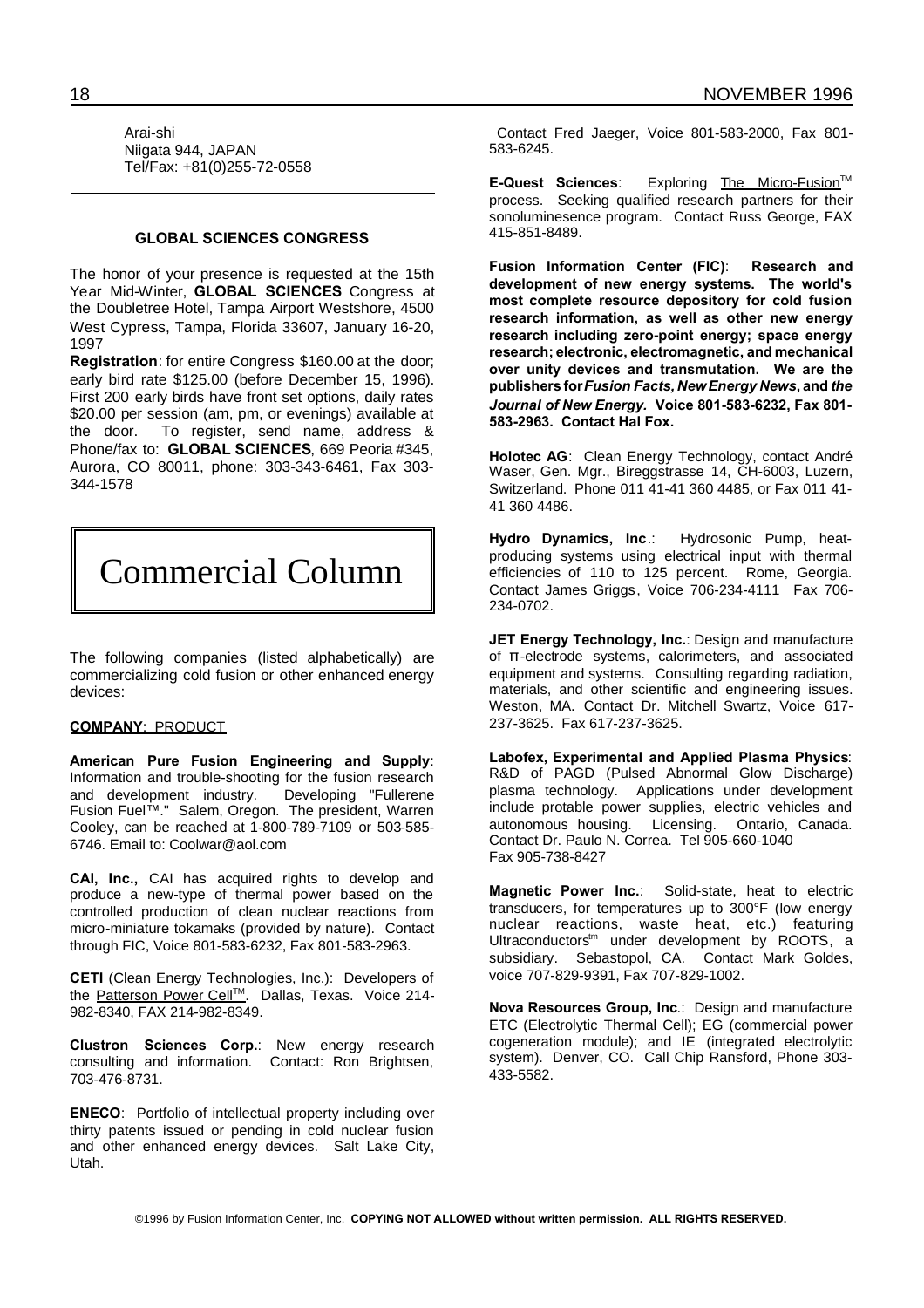Arai-shi
Niigata 944, JAPAN
Tel/Fax: +81(0)255-72-0558

---

**GLOBAL SCIENCES CONGRESS**

The honor of your presence is requested at the 15th Year Mid-Winter, **GLOBAL SCIENCES** Congress at the Doubletree Hotel, Tampa Airport Westshore, 4500 West Cypress, Tampa, Florida 33607, January 16-20, 1997

**Registration**: for entire Congress $160.00 at the door; early bird rate $125.00 (before December 15, 1996). First 200 early birds have front set options, daily rates $20.00 per session (am, pm, or evenings) available at the door. To register, send name, address & Phone/fax to: **GLOBAL SCIENCES**, 669 Peoria #345, Aurora, CO 80011, phone: 303-343-6461, Fax 303-344-1578

# Commercial Column

The following companies (listed alphabetically) are commercializing cold fusion or other enhanced energy devices:

**COMPANY**: PRODUCT

**American Pure Fusion Engineering and Supply**: Information and trouble-shooting for the fusion research and development industry. Developing "Fullerene Fusion Fuel™." Salem, Oregon. The president, Warren Cooley, can be reached at 1-800-789-7109 or 503-585-6746. Email to: Coolwar@aol.com

**CAI, Inc.,** CAI has acquired rights to develop and produce a new-type of thermal power based on the controlled production of clean nuclear reactions from micro-miniature tokamaks (provided by nature). Contact through FIC, Voice 801-583-6232, Fax 801-583-2963.

**CETI** (Clean Energy Technologies, Inc.): Developers of the Patterson Power Cell™. Dallas, Texas. Voice 214-982-8340, FAX 214-982-8349.

**Clustron Sciences Corp.**: New energy research consulting and information. Contact: Ron Brightsen, 703-476-8731.

**ENECO**: Portfolio of intellectual property including over thirty patents issued or pending in cold nuclear fusion and other enhanced energy devices. Salt Lake City, Utah. Contact Fred Jaeger, Voice 801-583-2000, Fax 801-583-6245.

**E-Quest Sciences**: Exploring The Micro-Fusion™ process. Seeking qualified research partners for their sonoluminesence program. Contact Russ George, FAX 415-851-8489.

**Fusion Information Center (FIC)**: **Research and development of new energy systems. The world's most complete resource depository for cold fusion research information, as well as other new energy research including zero-point energy; space energy research; electronic, electromagnetic, and mechanical over unity devices and transmutation. We are the publishers for *Fusion Facts, New Energy News*, and *the Journal of New Energy.* Voice 801-583-6232, Fax 801-583-2963. Contact Hal Fox.**

**Holotec AG**: Clean Energy Technology, contact André Waser, Gen. Mgr., Bireggstrasse 14, CH-6003, Luzern, Switzerland. Phone 011 41-41 360 4485, or Fax 011 41-41 360 4486.

**Hydro Dynamics, Inc**.: Hydrosonic Pump, heat-producing systems using electrical input with thermal efficiencies of 110 to 125 percent. Rome, Georgia. Contact James Griggs, Voice 706-234-4111 Fax 706-234-0702.

**JET Energy Technology, Inc.**: Design and manufacture of π-electrode systems, calorimeters, and associated equipment and systems. Consulting regarding radiation, materials, and other scientific and engineering issues. Weston, MA. Contact Dr. Mitchell Swartz, Voice 617-237-3625. Fax 617-237-3625.

**Labofex, Experimental and Applied Plasma Physics**: R&D of PAGD (Pulsed Abnormal Glow Discharge) plasma technology. Applications under development include protable power supplies, electric vehicles and autonomous housing. Licensing. Ontario, Canada. Contact Dr. Paulo N. Correa. Tel 905-660-1040
Fax 905-738-8427

**Magnetic Power Inc.**: Solid-state, heat to electric transducers, for temperatures up to 300°F (low energy nuclear reactions, waste heat, etc.) featuring Ultraconductors™ under development by ROOTS, a subsidiary. Sebastopol, CA. Contact Mark Goldes, voice 707-829-9391, Fax 707-829-1002.

**Nova Resources Group, Inc**.: Design and manufacture ETC (Electrolytic Thermal Cell); EG (commercial power cogeneration module); and IE (integrated electrolytic system). Denver, CO. Call Chip Ransford, Phone 303-433-5582.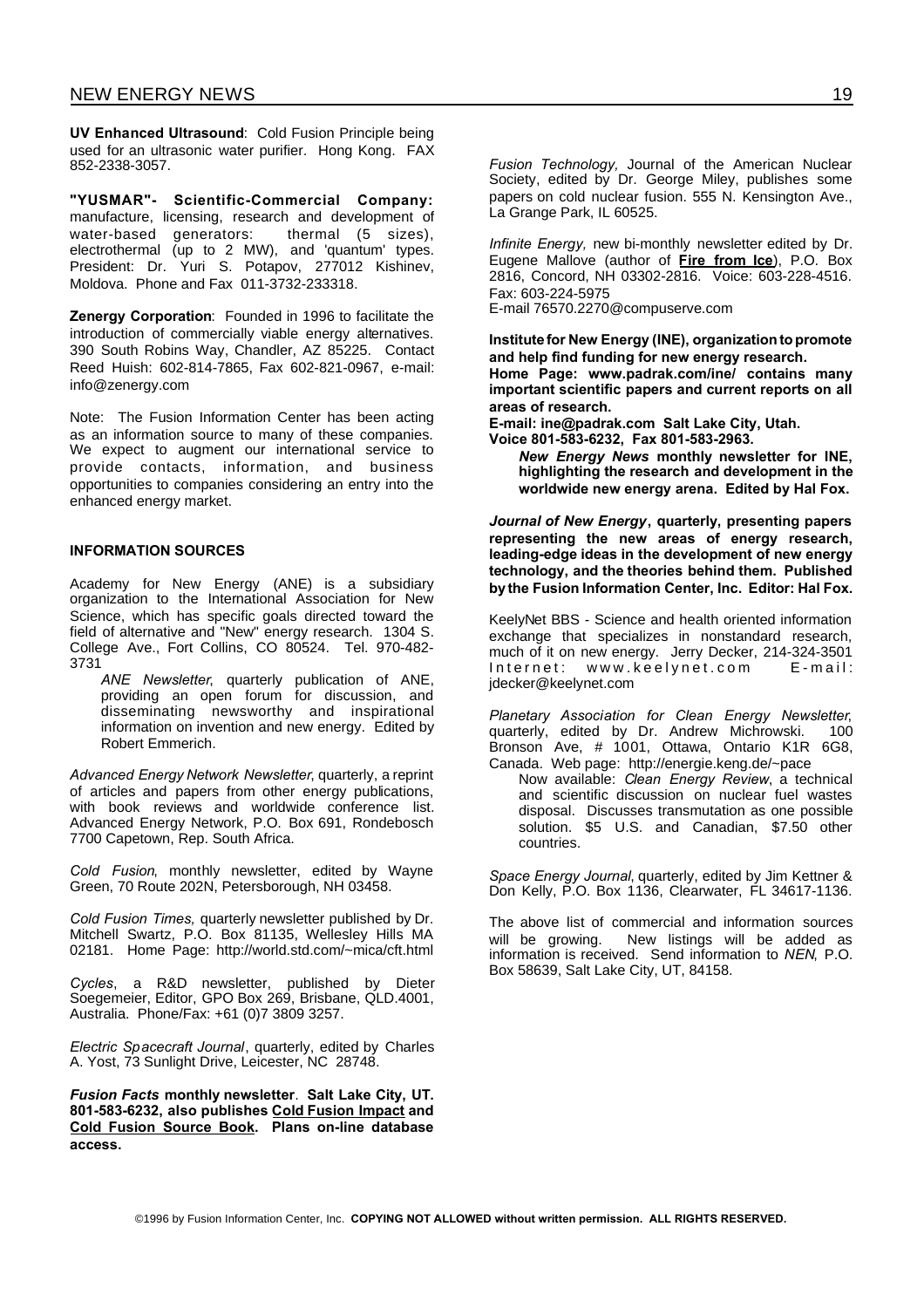**UV Enhanced Ultrasound**: Cold Fusion Principle being used for an ultrasonic water purifier. Hong Kong. FAX 852-2338-3057.

**"YUSMAR"- Scientific-Commercial Company:** manufacture, licensing, research and development of water-based generators: thermal (5 sizes), electrothermal (up to 2 MW), and 'quantum' types. President: Dr. Yuri S. Potapov, 277012 Kishinev, Moldova. Phone and Fax 011-3732-233318.

**Zenergy Corporation**: Founded in 1996 to facilitate the introduction of commercially viable energy alternatives. 390 South Robins Way, Chandler, AZ 85225. Contact Reed Huish: 602-814-7865, Fax 602-821-0967, e-mail: info@zenergy.com

Note: The Fusion Information Center has been acting as an information source to many of these companies. We expect to augment our international service to provide contacts, information, and business opportunities to companies considering an entry into the enhanced energy market.

#### INFORMATION SOURCES

Academy for New Energy (ANE) is a subsidiary organization to the International Association for New Science, which has specific goals directed toward the field of alternative and "New" energy research. 1304 S. College Ave., Fort Collins, CO 80524. Tel. 970-482-3731

*ANE Newsletter*, quarterly publication of ANE, providing an open forum for discussion, and disseminating newsworthy and inspirational information on invention and new energy. Edited by Robert Emmerich.

*Advanced Energy Network Newsletter*, quarterly, a reprint of articles and papers from other energy publications, with book reviews and worldwide conference list. Advanced Energy Network, P.O. Box 691, Rondebosch 7700 Capetown, Rep. South Africa.

*Cold Fusion*, monthly newsletter, edited by Wayne Green, 70 Route 202N, Petersborough, NH 03458.

*Cold Fusion Times,* quarterly newsletter published by Dr. Mitchell Swartz, P.O. Box 81135, Wellesley Hills MA 02181. Home Page: http://world.std.com/~mica/cft.html

*Cycles*, a R&D newsletter, published by Dieter Soegemeier, Editor, GPO Box 269, Brisbane, QLD.4001, Australia. Phone/Fax: +61 (0)7 3809 3257.

*Electric Spacecraft Journal*, quarterly, edited by Charles A. Yost, 73 Sunlight Drive, Leicester, NC 28748.

***Fusion Facts* monthly newsletter**. **Salt Lake City, UT. 801-583-6232, also publishes Cold Fusion Impact and Cold Fusion Source Book. Plans on-line database access.**

*Fusion Technology,* Journal of the American Nuclear Society, edited by Dr. George Miley, publishes some papers on cold nuclear fusion. 555 N. Kensington Ave., La Grange Park, IL 60525.

*Infinite Energy,* new bi-monthly newsletter edited by Dr. Eugene Mallove (author of **Fire from Ice**), P.O. Box 2816, Concord, NH 03302-2816. Voice: 603-228-4516. Fax: 603-224-5975
E-mail 76570.2270@compuserve.com

**Institute for New Energy (INE), organization to promote and help find funding for new energy research.**
**Home Page: www.padrak.com/ine/ contains many important scientific papers and current reports on all areas of research.**
**E-mail: ine@padrak.com Salt Lake City, Utah.**
**Voice 801-583-6232, Fax 801-583-2963.**

***New Energy News* monthly newsletter for INE, highlighting the research and development in the worldwide new energy arena. Edited by Hal Fox.**

***Journal of New Energy*, quarterly, presenting papers representing the new areas of energy research, leading-edge ideas in the development of new energy technology, and the theories behind them. Published by the Fusion Information Center, Inc. Editor: Hal Fox.**

KeelyNet BBS - Science and health oriented information exchange that specializes in nonstandard research, much of it on new energy. Jerry Decker, 214-324-3501 Internet: www.keelynet.com E-mail: jdecker@keelynet.com

*Planetary Association for Clean Energy Newsletter*, quarterly, edited by Dr. Andrew Michrowski. 100 Bronson Ave, # 1001, Ottawa, Ontario K1R 6G8, Canada. Web page: http://energie.keng.de/~pace

Now available: *Clean Energy Review*, a technical and scientific discussion on nuclear fuel wastes disposal. Discusses transmutation as one possible solution. $5 U.S. and Canadian, $7.50 other countries.

*Space Energy Journal*, quarterly, edited by Jim Kettner & Don Kelly, P.O. Box 1136, Clearwater, FL 34617-1136.

The above list of commercial and information sources will be growing. New listings will be added as information is received. Send information to *NEN*, P.O. Box 58639, Salt Lake City, UT, 84158.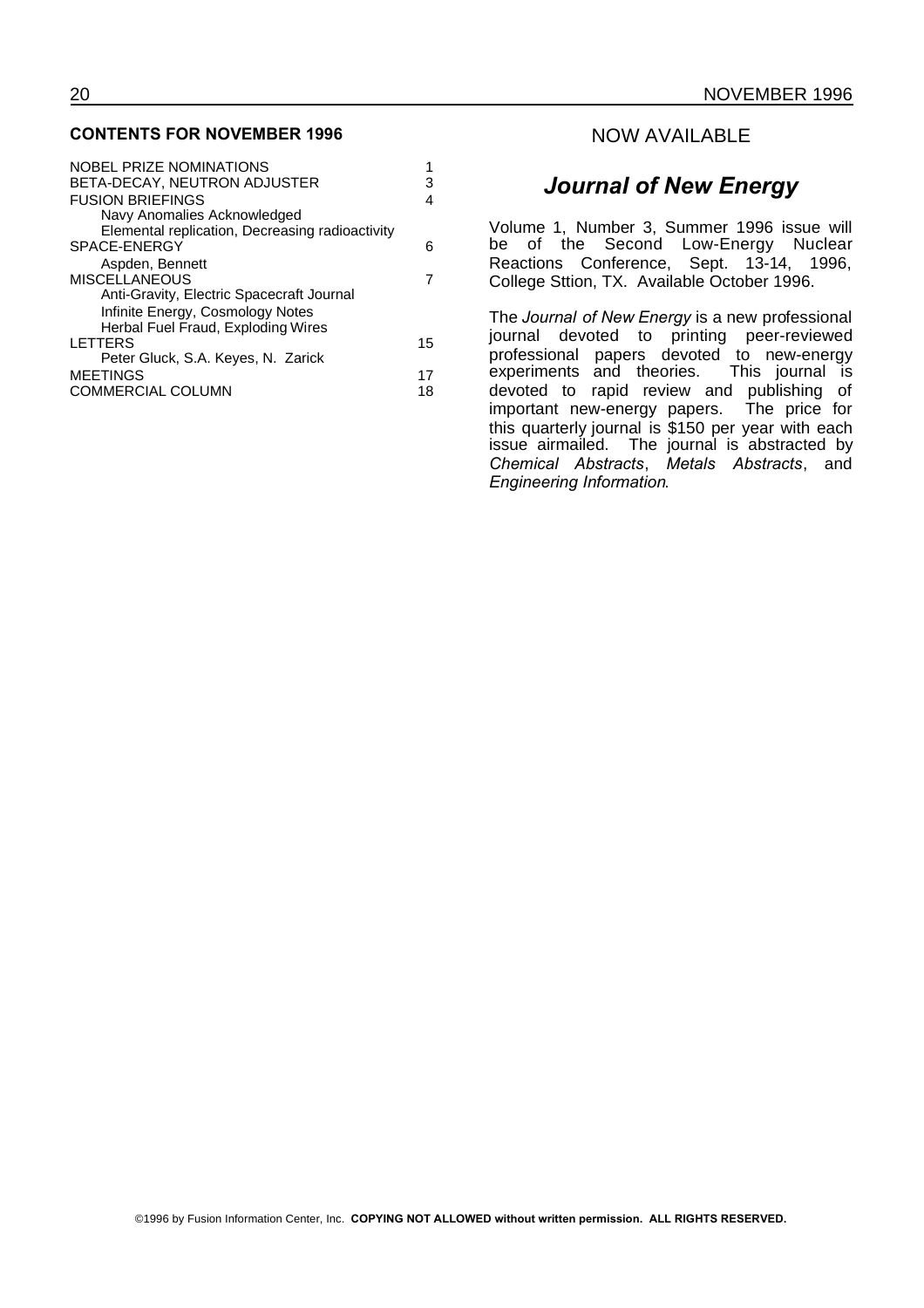## CONTENTS FOR NOVEMBER 1996

| | |
|---|---|
| NOBEL PRIZE NOMINATIONS | 1 |
| BETA-DECAY, NEUTRON ADJUSTER | 3 |
| FUSION BRIEFINGS | 4 |
| Navy Anomalies Acknowledged | |
| Elemental replication, Decreasing radioactivity | |
| SPACE-ENERGY | 6 |
| Aspden, Bennett | |
| MISCELLANEOUS | 7 |
| Anti-Gravity, Electric Spacecraft Journal | |
| Infinite Energy, Cosmology Notes | |
| Herbal Fuel Fraud, Exploding Wires | |
| LETTERS | 15 |
| Peter Gluck, S.A. Keyes, N. Zarick | |
| MEETINGS | 17 |
| COMMERCIAL COLUMN | 18 |

NOW AVAILABLE

# *Journal of New Energy*

Volume 1, Number 3, Summer 1996 issue will be of the Second Low-Energy Nuclear Reactions Conference, Sept. 13-14, 1996, College Sttion, TX. Available October 1996.

The *Journal of New Energy* is a new professional journal devoted to printing peer-reviewed professional papers devoted to new-energy experiments and theories. This journal is devoted to rapid review and publishing of important new-energy papers. The price for this quarterly journal is $150 per year with each issue airmailed. The journal is abstracted by *Chemical Abstracts*, *Metals Abstracts*, and *Engineering Information*.

©1996 by Fusion Information Center, Inc. **COPYING NOT ALLOWED without written permission. ALL RIGHTS RESERVED.**